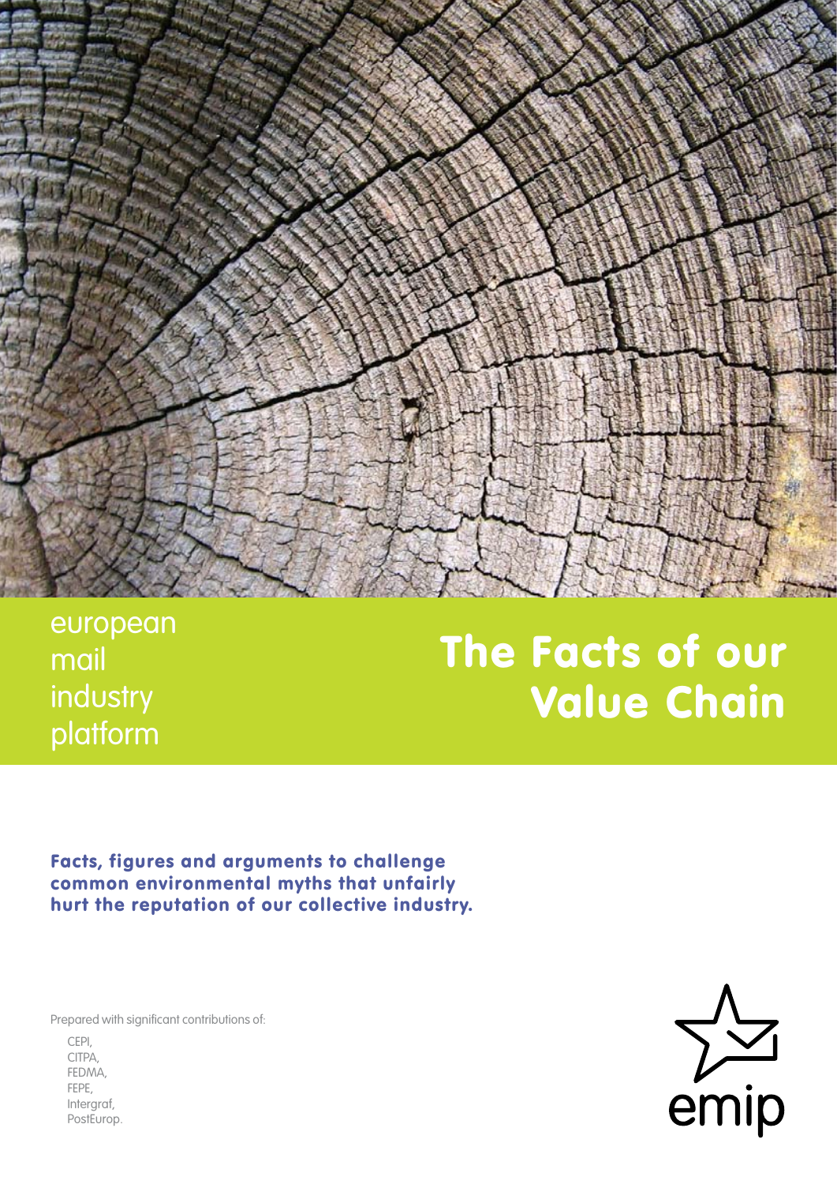european
mail
industry
platform

# The Facts of our Value Chain

**Facts, figures and arguments to challenge common environmental myths that unfairly hurt the reputation of our collective industry.**

Prepared with significant contributions of:

- CEPI,
- CITPA,
- FEDMA,
- FEPE,
- Intergraf,
- PostEurop.

emip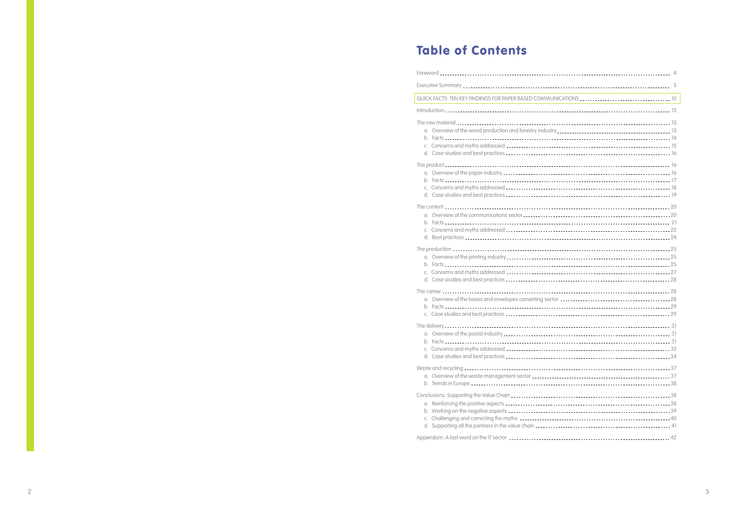# Table of Contents

- Foreword ..... 4
- Executive Summary ..... 5
- QUICK FACTS: TEN KEY FINDINGS FOR PAPER BASED COMMUNICATIONS ..... 10
- Introduction ..... 12
- The raw material ..... 13
  - a. Overview of the wood production and forestry industry ..... 13
  - b. Facts ..... 14
  - c. Concerns and myths addressed ..... 15
  - d. Case studies and best practices ..... 16
- The product ..... 16
  - a. Overview of the paper industry ..... 16
  - b. Facts ..... 17
  - c. Concerns and myths addressed ..... 18
  - d. Case studies and best practices ..... 19
- The content ..... 20
  - a. Overview of the communications sector ..... 20
  - b. Facts ..... 21
  - c. Concerns and myths addressed ..... 22
  - d. Best practices ..... 24
- The production ..... 25
  - a. Overview of the printing industry ..... 25
  - b. Facts ..... 25
  - c. Concerns and myths addressed ..... 27
  - d. Case studies and best practices ..... 28
- The carrier ..... 28
  - a. Overview of the boxes and envelopes converting sector ..... 28
  - b. Facts ..... 29
  - c. Case studies and best practices ..... 29
- The delivery ..... 31
  - a. Overview of the postal industry ..... 31
  - b. Facts ..... 31
  - c. Concerns and myths addressed ..... 32
  - d. Case studies and best practices ..... 34
- Waste and recycling ..... 37
  - a. Overview of the waste management sector ..... 37
  - b. Trends in Europe ..... 38
- Conclusions: Supporting the Value Chain ..... 38
  - a. Reinforcing the positive aspects ..... 38
  - b. Working on the negative aspects ..... 39
  - c. Challenging and correcting the myths ..... 40
  - d. Supporting all the partners in the value chain ..... 41
- Appendum: A last word on the IT sector ..... 42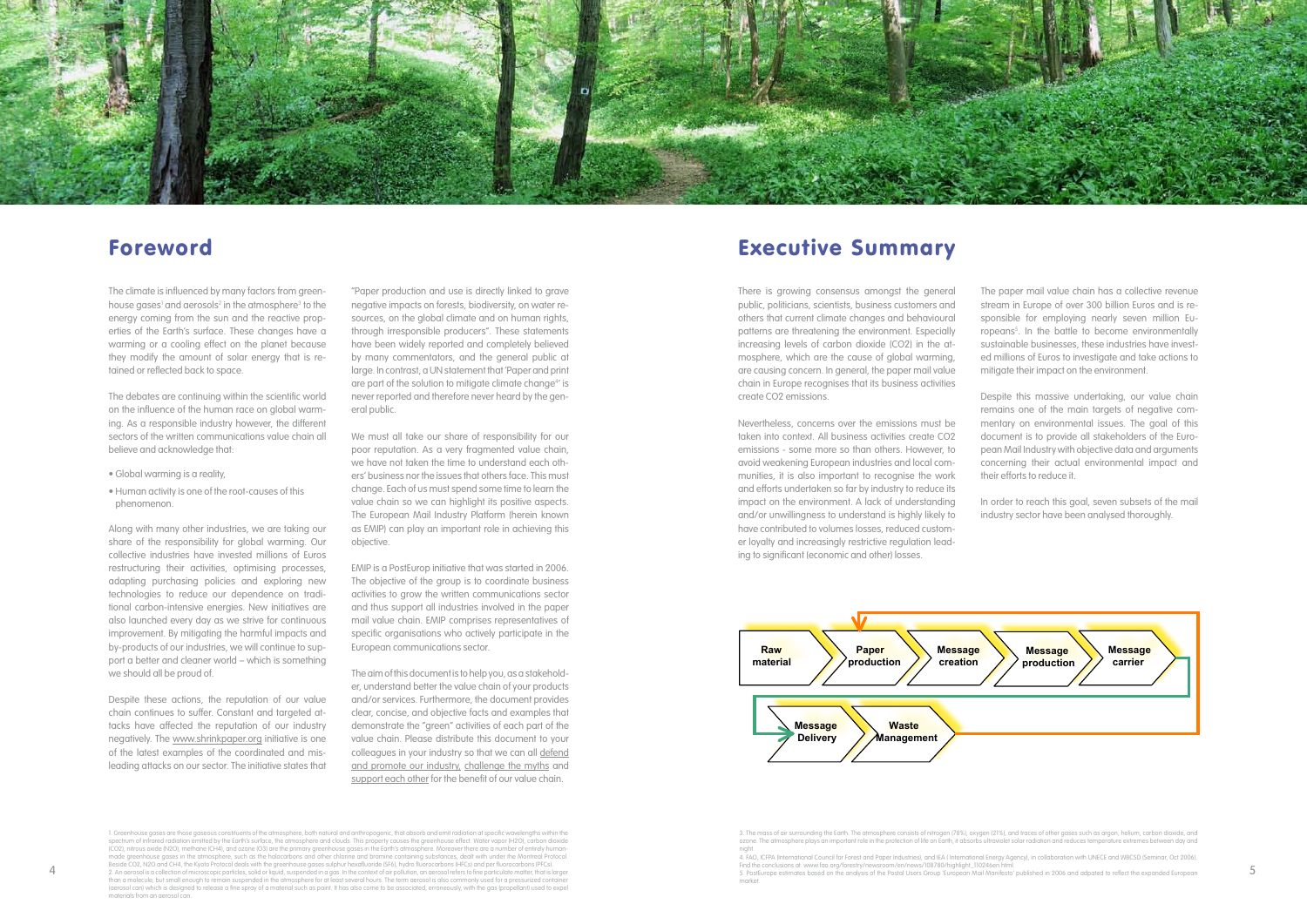# Foreword

The climate is influenced by many factors from greenhouse gases[1] and aerosols[2] in the atmosphere[3] to the energy coming from the sun and the reactive properties of the Earth's surface. These changes have a warming or a cooling effect on the planet because they modify the amount of solar energy that is retained or reflected back to space.

The debates are continuing within the scientific world on the influence of the human race on global warming. As a responsible industry however, the different sectors of the written communications value chain all believe and acknowledge that:

- Global warming is a reality,
- Human activity is one of the root-causes of this phenomenon.

Along with many other industries, we are taking our share of the responsibility for global warming. Our collective industries have invested millions of Euros restructuring their activities, optimising processes, adapting purchasing policies and exploring new technologies to reduce our dependence on traditional carbon-intensive energies. New initiatives are also launched every day as we strive for continuous improvement. By mitigating the harmful impacts and by-products of our industries, we will continue to support a better and cleaner world – which is something we should all be proud of.

Despite these actions, the reputation of our value chain continues to suffer. Constant and targeted attacks have affected the reputation of our industry negatively. The www.shrinkpaper.org initiative is one of the latest examples of the coordinated and misleading attacks on our sector. The initiative states that "Paper production and use is directly linked to grave negative impacts on forests, biodiversity, on water resources, on the global climate and on human rights, through irresponsible producers". These statements have been widely reported and completely believed by many commentators, and the general public at large. In contrast, a UN statement that 'Paper and print are part of the solution to mitigate climate change[4]' is never reported and therefore never heard by the general public.

We must all take our share of responsibility for our poor reputation. As a very fragmented value chain, we have not taken the time to understand each others' business nor the issues that others face. This must change. Each of us must spend some time to learn the value chain so we can highlight its positive aspects. The European Mail Industry Platform (herein known as EMIP) can play an important role in achieving this objective.

EMIP is a PostEurop initiative that was started in 2006. The objective of the group is to coordinate business activities to grow the written communications sector and thus support all industries involved in the paper mail value chain. EMIP comprises representatives of specific organisations who actively participate in the European communications sector.

The aim of this document is to help you, as a stakeholder, understand better the value chain of your products and/or services. Furthermore, the document provides clear, concise, and objective facts and examples that demonstrate the "green" activities of each part of the value chain. Please distribute this document to your colleagues in your industry so that we can all defend and promote our industry, challenge the myths and support each other for the benefit of our value chain.

1. Greenhouse gases are those gaseous constituents of the atmosphere, both natural and anthropogenic, that absorb and emit radiation at specific wavelengths within the spectrum of infrared radiation emitted by the Earth's surface, the atmosphere and clouds. This property causes the greenhouse effect. Water vapor ($H_2O$), carbon dioxide ($CO_2$), nitrous oxide ($N_2O$), methane ($CH_4$), and ozone ($O_3$) are the primary greenhouse gases in the Earth's atmosphere. Moreover there are a number of entirely human-made greenhouse gases in the atmosphere, such as the halocarbons and other chlorine and bromine containing substances, dealt with under the Montreal Protocol. Beside $CO_2$, $N_2O$ and $CH_4$, the Kyoto Protocol deals with the greenhouse gases sulphur hexafluoride ($SF_6$), hydro fluorocarbons (HFCs) and per fluorocarbons (PFCs).

2. An aerosol is a collection of microscopic particles, solid or liquid, suspended in a gas. In the context of air pollution, an aerosol refers to fine particulate matter, that is larger than a molecule, but small enough to remain suspended in the atmosphere for at least several hours. The term aerosol is also commonly used for a pressurized container (aerosol can) which is designed to release a fine spray of a material such as paint. It has also come to be associated, erroneously, with the gas (propellant) used to expel materials from an aerosol can.

# Executive Summary

There is growing consensus amongst the general public, politicians, scientists, business customers and others that current climate changes and behavioural patterns are threatening the environment. Especially increasing levels of carbon dioxide ($CO_2$) in the atmosphere, which are the cause of global warming, are causing concern. In general, the paper mail value chain in Europe recognises that its business activities create $CO_2$ emissions.

Nevertheless, concerns over the emissions must be taken into context. All business activities create $CO_2$ emissions - some more so than others. However, to avoid weakening European industries and local communities, it is also important to recognise the work and efforts undertaken so far by industry to reduce its impact on the environment. A lack of understanding and/or unwillingness to understand is highly likely to have contributed to volumes losses, reduced customer loyalty and increasingly restrictive regulation leading to significant (economic and other) losses.

The paper mail value chain has a collective revenue stream in Europe of over 300 billion Euros and is responsible for employing nearly seven million Europeans[5]. In the battle to become environmentally sustainable businesses, these industries have invested millions of Euros to investigate and take actions to mitigate their impact on the environment.

Despite this massive undertaking, our value chain remains one of the main targets of negative commentary on environmental issues. The goal of this document is to provide all stakeholders of the European Mail Industry with objective data and arguments concerning their actual environmental impact and their efforts to reduce it.

In order to reach this goal, seven subsets of the mail industry sector have been analysed thoroughly.

Raw material → Paper production → Message creation → Message production → Message carrier → Message Delivery → Waste Management

3. The mass of air surrounding the Earth. The atmosphere consists of nitrogen (78%), oxygen (21%), and traces of other gases such as argon, helium, carbon dioxide, and ozone. The atmosphere plays an important role in the protection of life on Earth; it absorbs ultraviolet solar radiation and reduces temperature extremes between day and night.

4. FAO, ICFPA (International Council for Forest and Paper Industries), and IEA ( International Energy Agency), in collaboration with UNECE and WBCSD (Seminar, Oct 2006). Find the conclusions at: www.fao.org/forestry/newsroom/en/news/108780/highlight_110246en.html

5. PostEurope estimates based on the analysis of the Postal Users Group 'European Mail Manifesto' published in 2006 and adpated to reflect the expanded European market.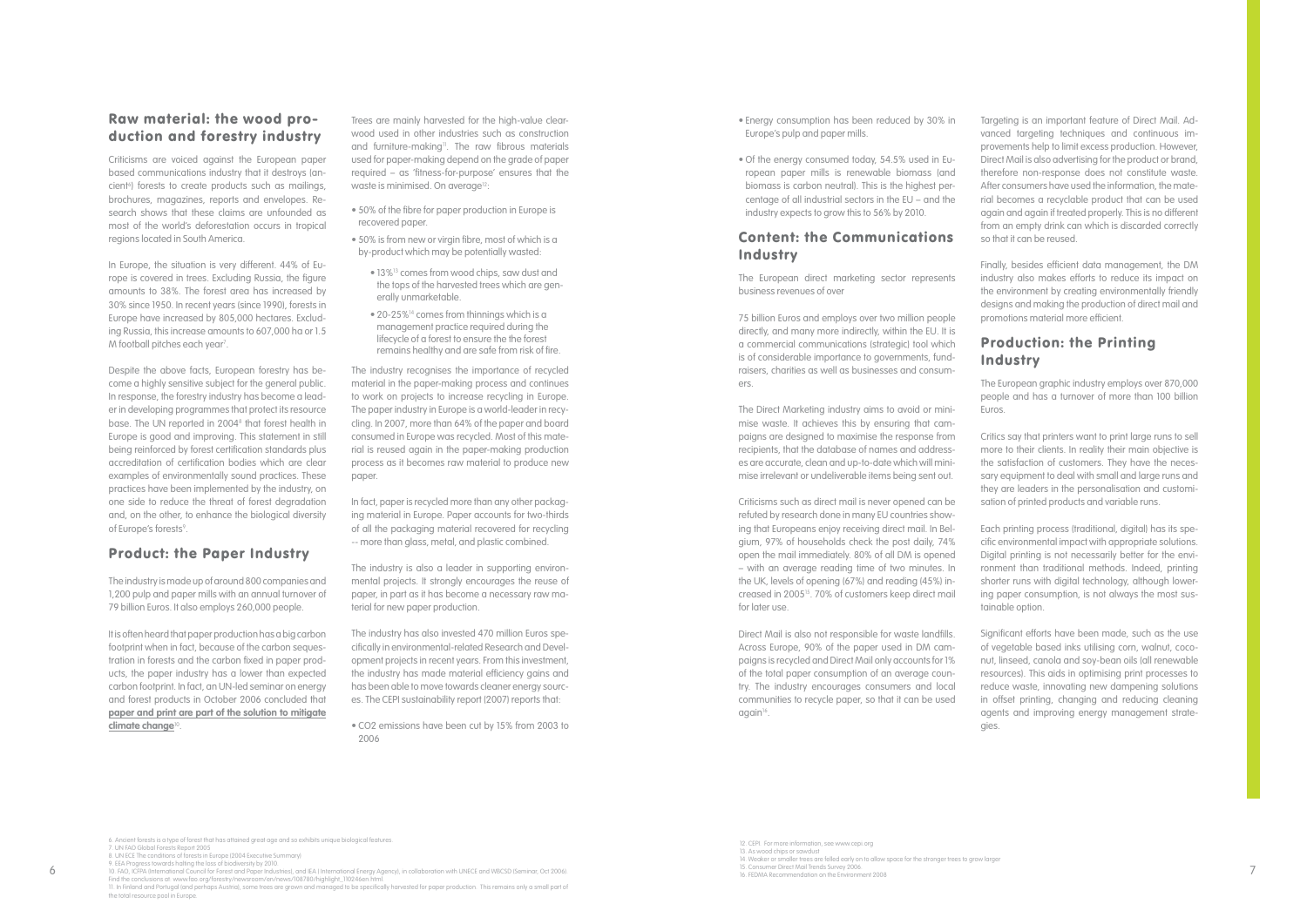## Raw material: the wood production and forestry industry

Criticisms are voiced against the European paper based communications industry that it destroys (ancient[6]) forests to create products such as mailings, brochures, magazines, reports and envelopes. Research shows that these claims are unfounded as most of the world's deforestation occurs in tropical regions located in South America.

In Europe, the situation is very different. 44% of Europe is covered in trees. Excluding Russia, the figure amounts to 38%. The forest area has increased by 30% since 1950. In recent years (since 1990), forests in Europe have increased by 805,000 hectares. Excluding Russia, this increase amounts to 607,000 ha or 1.5 M football pitches each year[7].

Despite the above facts, European forestry has become a highly sensitive subject for the general public. In response, the forestry industry has become a leader in developing programmes that protect its resource base. The UN reported in 2004[8] that forest health in Europe is good and improving. This statement in still being reinforced by forest certification standards plus accreditation of certification bodies which are clear examples of environmentally sound practices. These practices have been implemented by the industry, on one side to reduce the threat of forest degradation and, on the other, to enhance the biological diversity of Europe's forests[9].

## Product: the Paper Industry

The industry is made up of around 800 companies and 1,200 pulp and paper mills with an annual turnover of 79 billion Euros. It also employs 260,000 people.

It is often heard that paper production has a big carbon footprint when in fact, because of the carbon sequestration in forests and the carbon fixed in paper products, the paper industry has a lower than expected carbon footprint. In fact, an UN-led seminar on energy and forest products in October 2006 concluded that **paper and print are part of the solution to mitigate climate change**[10].

Trees are mainly harvested for the high-value clearwood used in other industries such as construction and furniture-making[11]. The raw fibrous materials used for paper-making depend on the grade of paper required – as 'fitness-for-purpose' ensures that the waste is minimised. On average[12]:

- 50% of the fibre for paper production in Europe is recovered paper.
- 50% is from new or virgin fibre, most of which is a by-product which may be potentially wasted:
  - 13%[13] comes from wood chips, saw dust and the tops of the harvested trees which are generally unmarketable.
  - 20-25%[14] comes from thinnings which is a management practice required during the lifecycle of a forest to ensure the the forest remains healthy and are safe from risk of fire.

The industry recognises the importance of recycled material in the paper-making process and continues to work on projects to increase recycling in Europe. The paper industry in Europe is a world-leader in recycling. In 2007, more than 64% of the paper and board consumed in Europe was recycled. Most of this material is reused again in the paper-making production process as it becomes raw material to produce new paper.

In fact, paper is recycled more than any other packaging material in Europe. Paper accounts for two-thirds of all the packaging material recovered for recycling -- more than glass, metal, and plastic combined.

The industry is also a leader in supporting environmental projects. It strongly encourages the reuse of paper, in part as it has become a necessary raw material for new paper production.

The industry has also invested 470 million Euros specifically in environmental-related Research and Development projects in recent years. From this investment, the industry has made material efficiency gains and has been able to move towards cleaner energy sources. The CEPI sustainability report (2007) reports that:

- $CO_2$ emissions have been cut by 15% from 2003 to 2006
- Energy consumption has been reduced by 30% in Europe's pulp and paper mills.
- Of the energy consumed today, 54.5% used in European paper mills is renewable biomass (and biomass is carbon neutral). This is the highest percentage of all industrial sectors in the EU – and the industry expects to grow this to 56% by 2010.

## Content: the Communications Industry

The European direct marketing sector represents business revenues of over

75 billion Euros and employs over two million people directly, and many more indirectly, within the EU. It is a commercial communications (strategic) tool which is of considerable importance to governments, fundraisers, charities as well as businesses and consumers.

The Direct Marketing industry aims to avoid or minimise waste. It achieves this by ensuring that campaigns are designed to maximise the response from recipients, that the database of names and addresses are accurate, clean and up-to-date which will minimise irrelevant or undeliverable items being sent out.

Criticisms such as direct mail is never opened can be refuted by research done in many EU countries showing that Europeans enjoy receiving direct mail. In Belgium, 97% of households check the post daily, 74% open the mail immediately. 80% of all DM is opened – with an average reading time of two minutes. In the UK, levels of opening (67%) and reading (45%) increased in 2005[15]. 70% of customers keep direct mail for later use.

Direct Mail is also not responsible for waste landfills. Across Europe, 90% of the paper used in DM campaigns is recycled and Direct Mail only accounts for 1% of the total paper consumption of an average country. The industry encourages consumers and local communities to recycle paper, so that it can be used again[16].

Targeting is an important feature of Direct Mail. Advanced targeting techniques and continuous improvements help to limit excess production. However, Direct Mail is also advertising for the product or brand, therefore non-response does not constitute waste. After consumers have used the information, the material becomes a recyclable product that can be used again and again if treated properly. This is no different from an empty drink can which is discarded correctly so that it can be reused.

Finally, besides efficient data management, the DM industry also makes efforts to reduce its impact on the environment by creating environmentally friendly designs and making the production of direct mail and promotions material more efficient.

## Production: the Printing Industry

The European graphic industry employs over 870,000 people and has a turnover of more than 100 billion Euros.

Critics say that printers want to print large runs to sell more to their clients. In reality their main objective is the satisfaction of customers. They have the necessary equipment to deal with small and large runs and they are leaders in the personalisation and customisation of printed products and variable runs.

Each printing process (traditional, digital) has its specific environmental impact with appropriate solutions. Digital printing is not necessarily better for the environment than traditional methods. Indeed, printing shorter runs with digital technology, although lowering paper consumption, is not always the most sustainable option.

Significant efforts have been made, such as the use of vegetable based inks utilising corn, walnut, coconut, linseed, canola and soy-bean oils (all renewable resources). This aids in optimising print processes to reduce waste, innovating new dampening solutions in offset printing, changing and reducing cleaning agents and improving energy management strategies.

---

6. Ancient forests is a type of forest that has attained great age and so exhibits unique biological features
7. UN FAO Global Forests Report 2005
8. UN ECE The conditions of forests in Europe (2004 Executive Summary)
9. EEA Progress towards halting the loss of biodiversity by 2010.
10. FAO, ICFPA (International Council for Forest and Paper Industries), and IEA (International Energy Agency), in collaboration with UNECE and WBCSD (Seminar, Oct 2006) Find the conclusions at: www.fao.org/forestry/newsroom/en/news/108780/highlight_110246en.html
11. In Finland and Portugal (and perhaps Austria), some trees are grown and managed to be specifically harvested for paper production. This remains only a small part of the total resource pool in Europe.
12. CEPI. For more information, see www.cepi.org
13. As wood chips or sawdust
14. Weaker or smaller trees are felled early on to allow space for the stronger trees to grow larger
15. Consumer Direct Mail Trends Survey 2006.
16. FEDMA Recommendation on the Environment 2008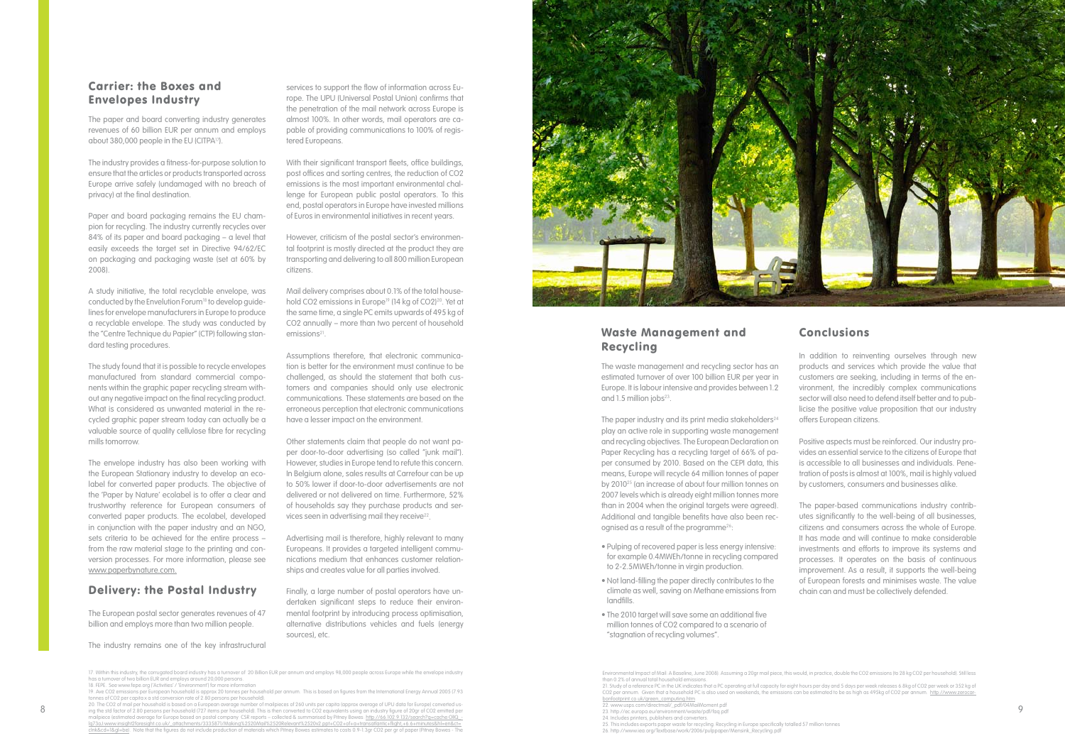## Carrier: the Boxes and Envelopes Industry

The paper and board converting industry generates revenues of 60 billion EUR per annum and employs about 380,000 people in the EU (CITPA[17]).

The industry provides a fitness-for-purpose solution to ensure that the articles or products transported across Europe arrive safely (undamaged with no breach of privacy) at the final destination.

Paper and board packaging remains the EU champion for recycling. The industry currently recycles over 84% of its paper and board packaging – a level that easily exceeds the target set in Directive 94/62/EC on packaging and packaging waste (set at 60% by 2008).

A study initiative, the total recyclable envelope, was conducted by the Envelution Forum[18] to develop guidelines for envelope manufacturers in Europe to produce a recyclable envelope. The study was conducted by the "Centre Technique du Papier" (CTP) following standard testing procedures.

The study found that it is possible to recycle envelopes manufactured from standard commercial components within the graphic paper recycling stream without any negative impact on the final recycling product. What is considered as unwanted material in the recycled graphic paper stream today can actually be a valuable source of quality cellulose fibre for recycling mills tomorrow.

The envelope industry has also been working with the European Stationary industry to develop an ecolabel for converted paper products. The objective of the 'Paper by Nature' ecolabel is to offer a clear and trustworthy reference for European consumers of converted paper products. The ecolabel, developed in conjunction with the paper industry and an NGO, sets criteria to be achieved for the entire process – from the raw material stage to the printing and conversion processes. For more information, please see www.paperbynature.com.

## Delivery: the Postal Industry

The European postal sector generates revenues of 47 billion and employs more than two million people.

The industry remains one of the key infrastructural services to support the flow of information across Europe. The UPU (Universal Postal Union) confirms that the penetration of the mail network across Europe is almost 100%. In other words, mail operators are capable of providing communications to 100% of registered Europeans.

With their significant transport fleets, office buildings, post offices and sorting centres, the reduction of CO2 emissions is the most important environmental challenge for European public postal operators. To this end, postal operators in Europe have invested millions of Euros in environmental initiatives in recent years.

However, criticism of the postal sector's environmental footprint is mostly directed at the product they are transporting and delivering to all 800 million European citizens.

Mail delivery comprises about 0.1% of the total household CO2 emissions in Europe[19] (14 kg of CO2)[20]. Yet at the same time, a single PC emits upwards of 495 kg of CO2 annually – more than two percent of household emissions[21].

Assumptions therefore, that electronic communication is better for the environment must continue to be challenged, as should the statement that both customers and companies should only use electronic communications. These statements are based on the erroneous perception that electronic communications have a lesser impact on the environment.

Other statements claim that people do not want paper door-to-door advertising (so called "junk mail"). However, studies in Europe tend to refute this concern. In Belgium alone, sales results at Carrefour can be up to 50% lower if door-to-door advertisements are not delivered or not delivered on time. Furthermore, 52% of households say they purchase products and services seen in advertising mail they receive[22].

Advertising mail is therefore, highly relevant to many Europeans. It provides a targeted intelligent communications medium that enhances customer relationships and creates value for all parties involved.

Finally, a large number of postal operators have undertaken significant steps to reduce their environmental footprint by introducing process optimisation, alternative distributions vehicles and fuels (energy sources), etc.

## Waste Management and Recycling

The waste management and recycling sector has an estimated turnover of over 100 billion EUR per year in Europe. It is labour intensive and provides between 1.2 and 1.5 million jobs[23].

The paper industry and its print media stakeholders[24] play an active role in supporting waste management and recycling objectives. The European Declaration on Paper Recycling has a recycling target of 66% of paper consumed by 2010. Based on the CEPI data, this means, Europe will recycle 64 million tonnes of paper by 2010[25] (an increase of about four million tonnes on 2007 levels which is already eight million tonnes more than in 2004 when the original targets were agreed). Additional and tangible benefits have also been recognised as a result of the programme[26]:

- Pulping of recovered paper is less energy intensive: for example 0.4MWEh/tonne in recycling compared to 2-2.5MWEh/tonne in virgin production.
- Not land-filling the paper directly contributes to the climate as well, saving on Methane emissions from landfills.
- The 2010 target will save some an additional five million tonnes of CO2 compared to a scenario of "stagnation of recycling volumes".

## Conclusions

In addition to reinventing ourselves through new products and services which provide the value that customers are seeking, including in terms of the environment, the incredibly complex communications sector will also need to defend itself better and to publicise the positive value proposition that our industry offers European citizens.

Positive aspects must be reinforced. Our industry provides an essential service to the citizens of Europe that is accessible to all businesses and individuals. Penetration of posts is almost at 100%, mail is highly valued by customers, consumers and businesses alike.

The paper-based communications industry contributes significantly to the well-being of all businesses, citizens and consumers across the whole of Europe. It has made and will continue to make considerable investments and efforts to improve its systems and processes. It operates on the basis of continuous improvement. As a result, it supports the well-being of European forests and minimises waste. The value chain can and must be collectively defended.

---

17. Within this industry, the corrugated board industry has a turnover of 20 Billion EUR per annum and employs 98,000 people across Europe while the envelope industry has a turnover of two billion EUR and employs around 20,000 persons
18. FEPE. See www.fepe.org ('Activities' / 'Environment') for more information
19. Ave CO2 emissions per European household is approx 20 tonnes per household per annum. This is based on figures from the International Energy Annual 2005 (7.93 tonnes of CO2 per capita x a std conversion rate of 2.80 persons per household).
20. The CO2 of mail per household is based on a European average number of mailpieces of 260 units per capita (approx average of UPU data for Europe) converted using the std factor of 2.80 persons per household (727 items per household). This is then converted to CO2 equivalents using an industry figure of 20gr of CO2 emitted per mailpiece (estimated average for Europe based on postal company CSR reports – collected & summarised by Pitney Bowes http://66.102.9.132/search?q=cache:OlllG_lg73oJ:www.insight2foresight.co.uk/_attachments/333587/Making%2520Mail%2520Relevant%2520v2.ppt+CO2+of+a+transatlantic+flight,+6.6+minutes&hl=en&ct=clnk&cd=1&gl=be). Note that the figures do not include production of materials which Pitney Bowes estimates to costs 0.9-1.3gr CO2 per gr of paper (Pitney Bowes - The Environmental Impact of Mail: A Baseline, June 2008). Assuming a 20gr mail piece, this would, in practice, double the CO2 emissions (to 28 kg CO2 per household). Still less than 0.2% of annual total household emissions.
21. Study of a reference PC in the UK indicates that a PC operating at full capacity for eight hours per day and 5 days per week releases 6.8kg of CO2 per week or 352 kg of CO2 per annum. Given that a household PC is also used on weekends, the emissions can be estimated to be as high as 495kg of CO2 per annum. http://www.zerocarbonfootprint.co.uk/green_computing.htm
22. www.usps.com/directmail/_pdf/04MailWoment.pdf
23. http://ec.europa.eu/environment/waste/pdf/faq.pdf
24. Includes printers, publishers and convertors.
25. This includes exports paper waste for recycling. Recycling in Europe specifically totalled 57 million tonnes
26. http://www.iea.org/Textbase/work/2006/pulppaper/Mensink_Recycling.pdf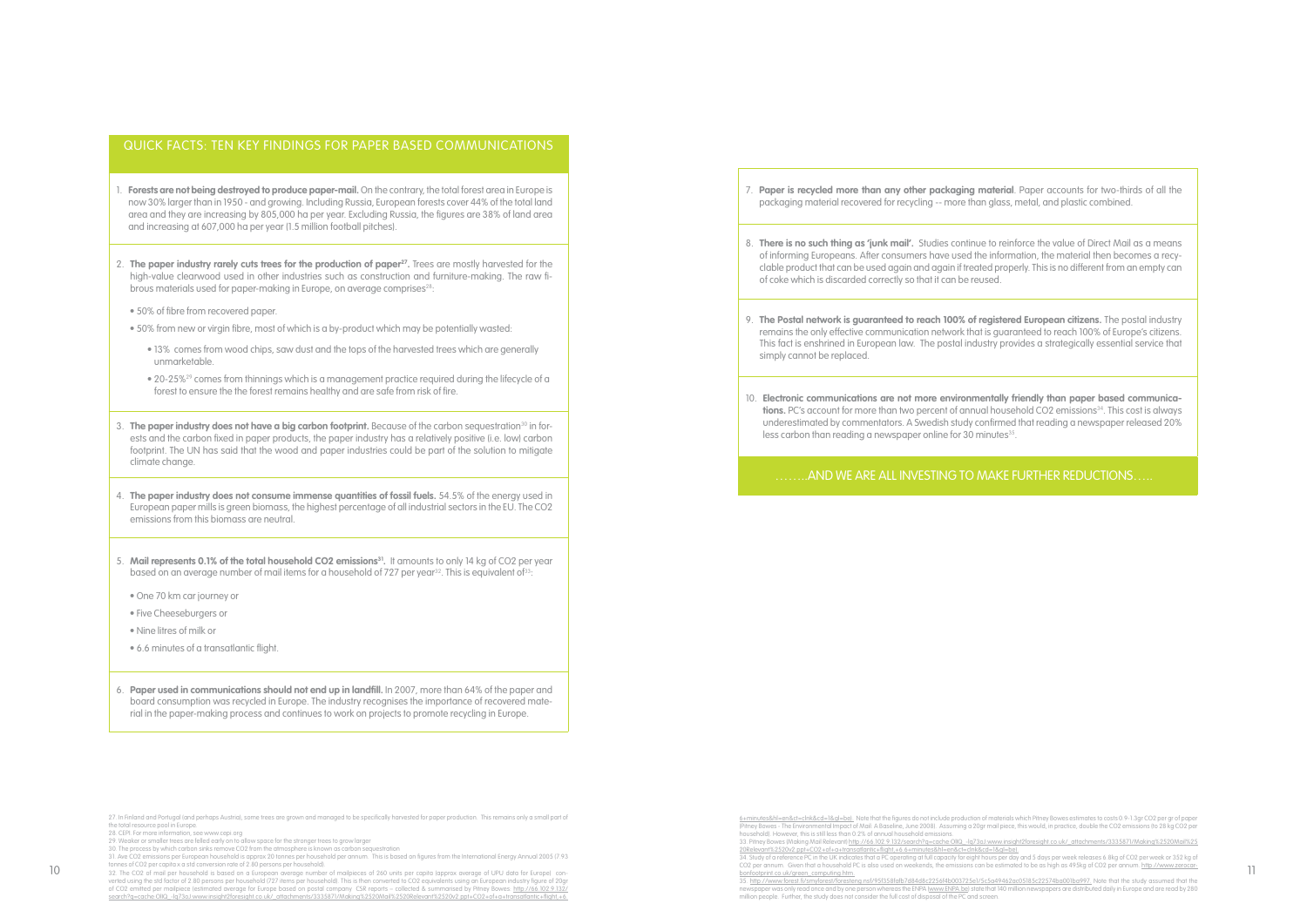## QUICK FACTS: TEN KEY FINDINGS FOR PAPER BASED COMMUNICATIONS

1. **Forests are not being destroyed to produce paper-mail.** On the contrary, the total forest area in Europe is now 30% larger than in 1950 - and growing. Including Russia, European forests cover 44% of the total land area and they are increasing by 805,000 ha per year. Excluding Russia, the figures are 38% of land area and increasing at 607,000 ha per year (1.5 million football pitches).

2. **The paper industry rarely cuts trees for the production of paper[27].** Trees are mostly harvested for the high-value clearwood used in other industries such as construction and furniture-making. The raw fibrous materials used for paper-making in Europe, on average comprises[28]:

   - 50% of fibre from recovered paper.
   - 50% from new or virgin fibre, most of which is a by-product which may be potentially wasted:
     - 13% comes from wood chips, saw dust and the tops of the harvested trees which are generally unmarketable.
     - 20-25%[29] comes from thinnings which is a management practice required during the lifecycle of a forest to ensure the the forest remains healthy and are safe from risk of fire.

3. **The paper industry does not have a big carbon footprint.** Because of the carbon sequestration[30] in forests and the carbon fixed in paper products, the paper industry has a relatively positive (i.e. low) carbon footprint. The UN has said that the wood and paper industries could be part of the solution to mitigate climate change.

4. **The paper industry does not consume immense quantities of fossil fuels.** 54.5% of the energy used in European paper mills is green biomass, the highest percentage of all industrial sectors in the EU. The CO2 emissions from this biomass are neutral.

5. **Mail represents 0.1% of the total household CO2 emissions[31].** It amounts to only 14 kg of CO2 per year based on an average number of mail items for a household of 727 per year[32]. This is equivalent of[33]:

   - One 70 km car journey or
   - Five Cheeseburgers or
   - Nine litres of milk or
   - 6.6 minutes of a transatlantic flight.

6. **Paper used in communications should not end up in landfill.** In 2007, more than 64% of the paper and board consumption was recycled in Europe. The industry recognises the importance of recovered material in the paper-making process and continues to work on projects to promote recycling in Europe.

7. **Paper is recycled more than any other packaging material**. Paper accounts for two-thirds of all the packaging material recovered for recycling -- more than glass, metal, and plastic combined.

8. **There is no such thing as 'junk mail'.** Studies continue to reinforce the value of Direct Mail as a means of informing Europeans. After consumers have used the information, the material then becomes a recyclable product that can be used again and again if treated properly. This is no different from an empty can of coke which is discarded correctly so that it can be reused.

9. **The Postal network is guaranteed to reach 100% of registered European citizens.** The postal industry remains the only effective communication network that is guaranteed to reach 100% of Europe's citizens. This fact is enshrined in European law. The postal industry provides a strategically essential service that simply cannot be replaced.

10. **Electronic communications are not more environmentally friendly than paper based communications.** PC's account for more than two percent of annual household CO2 emissions[34]. This cost is always underestimated by commentators. A Swedish study confirmed that reading a newspaper released 20% less carbon than reading a newspaper online for 30 minutes[35].

……..AND WE ARE ALL INVESTING TO MAKE FURTHER REDUCTIONS…..

27. In Finland and Portugal (and perhaps Austria), some trees are grown and managed to be specifically harvested for paper production. This remains only a small part of the total resource pool in Europe
28. CEPI. For more information, see www.cepi.org
29. Weaker or smaller trees are felled early on to allow space for the stronger trees to grow larger
30. The process by which carbon sinks remove CO2 from the atmosphere is known as carbon sequestration
31. Ave CO2 emissions per European household is approx 20 tonnes per household per annum. This is based on figures from the International Energy Annual 2005 (7.93 tonnes of CO2 per capita x a std conversion rate of 2.80 persons per household)
32. The CO2 of mail per household is based on a European average number of mailpieces of 260 units per capita (approx average of UPU data for Europe) converted using the std factor of 2.80 persons per household (727 items per household). This is then converted to CO2 equivalents using an European industry figure of 20gr of CO2 emitted per mailpiece (estimated average for Europe based on postal company CSR reports – collected & summarised by Pitney Bowes http://66.102.9.132/search?q=cache:OIiQ_-Ig73sJ:www.insight2foresight.co.uk/_attachments/333587l/Making%2520Mail%2520Relevant%2520v2.ppt+CO2+of+a+transatlantic+flight,+6.6+minutes&hl=en&ct=clnk&cd=1&gl=be). Note that the figures do not include production of materials which Pitney Bowes estimates to costs 0.9-1.3gr CO2 per gr of paper (Pitney Bowes - The Environmental Impact of Mail: A Baseline, June 2008). Assuming a 20gr mail piece, this would, in practice, double the CO2 emissions (to 28 kg CO2 per household). However, this is still less than 0.2% of annual household emissions.
33. Pitney Bowes (Making Mail Relevant) http://66.102.9.132/search?q=cache:OIiQ_-Ig73sJ:www.insight2foresight.co.uk/_attachments/333587l/Making%2520Mail%2520Relevant%2520v2.ppt+CO2+of+a+transatlantic+flight,+6.6+minutes&hl=en&ct=clnk&cd=1&gl=be).
34. Study of a reference PC in the UK indicates that a PC operating at full capacity for eight hours per day and 5 days per week releases 6.8kg of CO2 per week or 352 kg of CO2 per annum. Given that a household PC is also used on weekends, the emissions can be estimated to be as high as 495kg of CO2 per annum. http://www.zerocarbonfootprint.co.uk/green_computing.htm.
35. http://www.forest.fi/smyforest/foresteng.nsf/95f358fafb7d84d8c2256f4b003725ef/5c5a49462ac05185c22574ba001ba997. Note that the study assumed that the newspaper was only read once and by one person whereas the ENPA (www.ENPA.be) state that 140 million newspapers are distributed daily in Europe and are read by 280 million people. Further, the study does not consider the full cost of disposal of the PC and screen.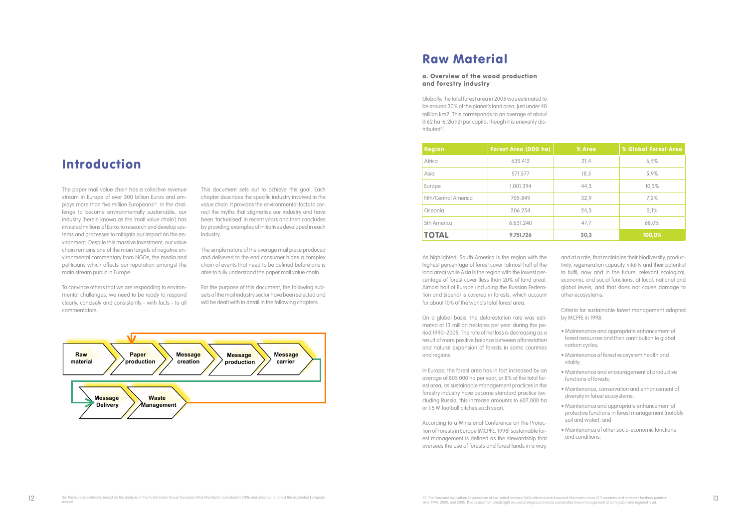# Introduction

The paper mail value chain has a collective revenue stream in Europe of over 300 billion Euros and employs more than five million Europeans[36]. In the challenge to become environmentally sustainable, our industry (herein known as the 'mail value chain') has invested millions of Euros to research and develop systems and processes to mitigate our impact on the environment. Despite this massive investment, our value chain remains one of the main targets of negative environmental commentary from NGOs, the media and politicians which affects our reputation amongst the main stream public in Europe.

To convince others that we are responding to environmental challenges, we need to be ready to respond clearly, concisely and consistently - with facts - to all commentators.

This document sets out to achieve this goal. Each chapter describes the specific industry involved in the value chain. It provides the environmental facts to correct the myths that stigmatise our industry and have been 'factualised' in recent years and then concludes by providing examples of initiatives developed in each industry.

The simple nature of the average mail piece produced and delivered to the end consumer hides a complex chain of events that need to be defined before one is able to fully understand the paper mail value chain.

For the purpose of this document, the following subsets of the mail industry sector have been selected and will be dealt with in detail in the following chapters.

Raw material → Paper production → Message creation → Message production → Message carrier → Message Delivery → Waste Management

36. PostEurope estimates based on the analysis of the Postal Users Group 'European Mail Manifesto' published in 2006 and adapted to reflect the expanded European market.

# Raw Material

### a. Overview of the wood production and forestry industry

Globally, the total forest area in 2005 was estimated to be around 30% of the planet's land area, just under 40 million km2. This corresponds to an average of about 0.62 ha (6.2km2) per capita, though it is unevenly distributed[37].

| Region | Forest Area (000 ha) | % Area | % Global Forest Area |
|---|---|---|---|
| Africa | 635.412 | 21,4 | 6,5% |
| Asia | 571.577 | 18,5 | 5,9% |
| Europe | 1.001.394 | 44,3 | 10,3% |
| Nth/Central America | 705.849 | 32,9 | 7,2% |
| Oceania | 206.254 | 24,3 | 2,1% |
| Sth America | 6.631.240 | 47,7 | 68,0% |
| **TOTAL** | **9.751.726** | **30,3** | **100,0%** |

As highlighted, South America is the region with the highest percentage of forest cover (almost half of the land area) while Asia is the region with the lowest percentage of forest cover (less than 20% of land area). Almost half of Europe (including the Russian Federation and Siberia) is covered in forests, which account for about 10% of the world's total forest area.

On a global basis, the deforestation rate was estimated at 13 million hectares per year during the period 1990–2005. The rate of net loss is decreasing as a result of more positive balance between afforestation and natural expansion of forests in some countries and regions.

In Europe, the forest area has in fact increased by an average of 805 000 ha per year, or 8% of the total forest area, as sustainable management practices in the forestry industry have become standard practice (excluding Russia, this increase amounts to 607,000 ha or 1.5 M football pitches each year).

According to a Ministerial Conference on the Protection of Forests in Europe (MCPFE, 1998) sustainable forest management is defined as the stewardship that oversees the use of forests and forest lands in a way, and at a rate, that maintains their biodiversity, productivity, regeneration capacity, vitality and their potential to fulfil, now and in the future, relevant ecological, economic and social functions, at local, national and global levels, and that does not cause damage to other ecosystems.

Criteria for sustainable forest management adopted by MCPFE in 1998:

- Maintenance and appropriate enhancement of forest resources and their contribution to global carbon cycles;
- Maintenance of forest ecosystem health and vitality;
- Maintenance and encouragement of productive functions of forests;
- Maintenance, conservation and enhancement of diversity in forest ecosystems;
- Maintenance and appropriate enhancement of protective functions in forest management (notably soil and water); and
- Maintenance of other socio-economic functions and conditions.

37. The Food and Agriculture Organization of the United Nations (FAO) collected and assessed information from 229 countries and territories for three points in time: 1990, 2000, and 2005. This assessment sheds light on overall progress towards sustainable forest management at both global and regional level.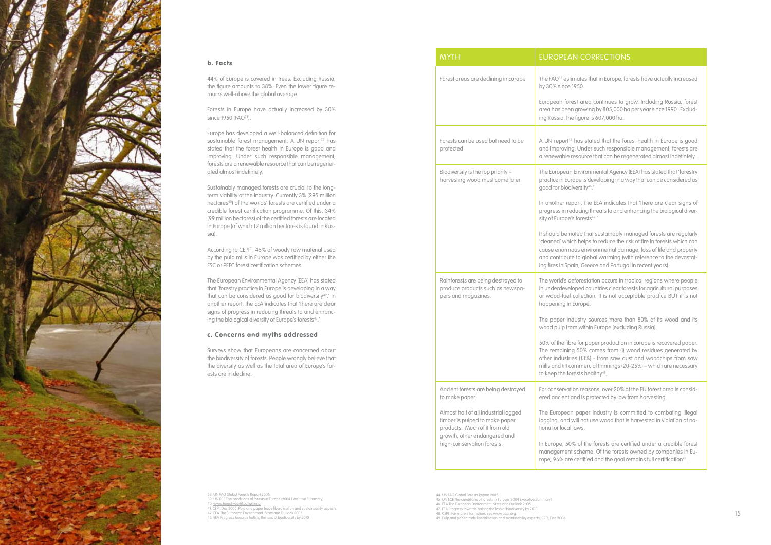### b. Facts

44% of Europe is covered in trees. Excluding Russia, the figure amounts to 38%. Even the lower figure remains well-above the global average.

Forests in Europe have actually increased by 30% since 1950 (FAO[38]).

Europe has developed a well-balanced definition for sustainable forest management. A UN report[39] has stated that the forest health in Europe is good and improving. Under such responsible management, forests are a renewable resource that can be regenerated almost indefintely.

Sustainably managed forests are crucial to the long-term viability of the industry. Currently 3% (295 million hectares[40]) of the worlds' forests are certified under a credible forest certification programme. Of this, 34% (99 million hectares) of the certified forests are located in Europe (of which 12 million hectares is found in Russia).

According to CEPI[41], 45% of woody raw material used by the pulp mills in Europe was certified by either the FSC or PEFC forest certification schemes.

The European Environmental Agency (EEA) has stated that 'forestry practice in Europe is developing in a way that can be considered as good for biodiversity[42].' In another report, the EEA indicates that 'there are clear signs of progress in reducing threats to and enhancing the biological diversity of Europe's forests[43].'

### c. Concerns and myths addressed

Surveys show that Europeans are concerned about the biodiversity of forests. People wrongly believe that the diversity as well as the total area of Europe's forests are in decline.

38. UN FAO Global Forests Report 2005
39. UN ECE The conditions of forests in Europe (2004 Executive Summary)
40. www.forestrycertification.info
41. CEPI, Dec 2006. Pulp and paper trade liberalisation and sustainability aspects
42. EEA The European Environment: State and Outlook 2005
43. EEA Progress towards halting the loss of biodiversity by 2010

| MYTH | EUROPEAN CORRECTIONS |
|---|---|
| Forest areas are declining in Europe | The FAO[44] estimates that in Europe, forests have actually increased by 30% since 1950.<br><br>European forest area continues to grow. Including Russia, forest area has been growing by 805,000 ha per year since 1990. Excluding Russia, the figure is 607,000 ha. |
| Forests can be used but need to be protected | A UN report[45] has stated that the forest health in Europe is good and improving. Under such responsible management, forests are a renewable resource that can be regenerated almost indefinitely. |
| Biodiversity is the top priority – harvesting wood must come later | The European Environmental Agency (EEA) has stated that 'forestry practice in Europe is developing in a way that can be considered as good for biodiversity[46].'<br><br>In another report, the EEA indicates that 'there are clear signs of progress in reducing threats to and enhancing the biological diversity of Europe's forests[47].'<br><br>It should be noted that sustainably managed forests are regularly 'cleaned' which helps to reduce the risk of fire in forests which can cause enormous environmental damage, loss of life and property and contribute to global warming (with reference to the devastating fires in Spain, Greece and Portugal in recent years). |
| Rainforests are being destroyed to produce products such as newspapers and magazines. | The world's deforestation occurs in tropical regions where people in underdeveloped countries clear forests for agricultural purposes or wood-fuel collection. It is not acceptable practice BUT it is not happening in Europe.<br><br>The paper industry sources more than 80% of its wood and its wood pulp from within Europe (excluding Russia).<br><br>50% of the fibre for paper production in Europe is recovered paper. The remaining 50% comes from (i) wood residues generated by other industries (13%) - from saw dust and woodchips from saw mills and (ii) commercial thinnings (20-25%) – which are necessary to keep the forests healthy[48]. |
| Ancient forests are being destroyed to make paper.<br><br>Almost half of all industrial logged timber is pulped to make paper products. Much of it from old growth, other endangered and high-conservation forests. | For conservation reasons, over 20% of the EU forest area is considered ancient and is protected by law from harvesting.<br><br>The European paper industry is committed to combating illegal logging, and will not use wood that is harvested in violation of national or local laws.<br><br>In Europe, 50% of the forests are certified under a credible forest management scheme. Of the forests owned by companies in Europe, 96% are certified and the goal remains full certification[49]. |

44. UN FAO Global Forests Report 2005
45. UN ECE The conditions of forests in Europe (2004 Executive Summary)
46. EEA The European Environment: State and Outlook 2005
47. EEA Progress towards halting the loss of biodiversity by 2010
48. CEPI . For more information, see www.cepi.org
49. Pulp and paper trade liberalisation and sustainability aspects, CEPI, Dec 2006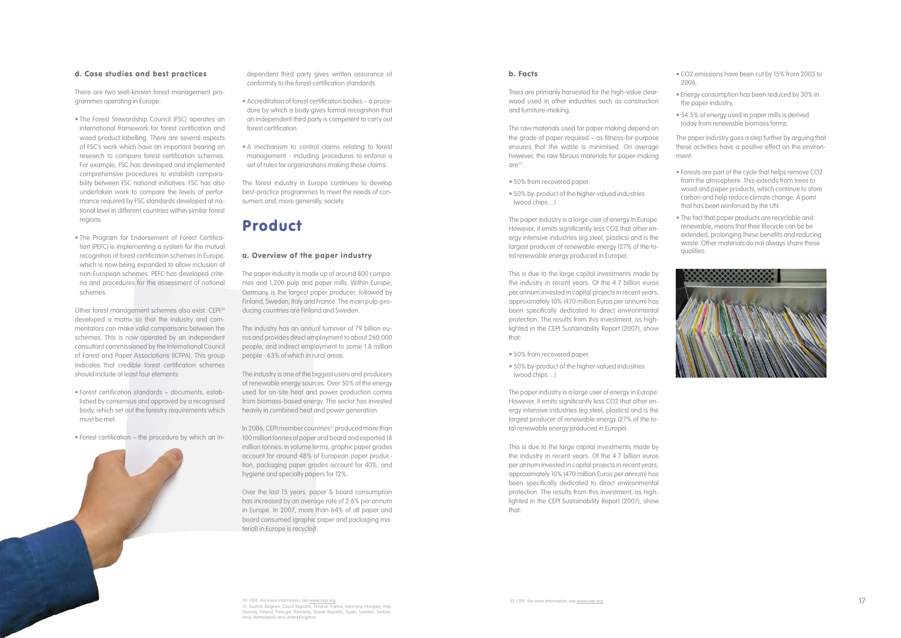### d. Case studies and best practices

There are two well-known forest management programmes operating in Europe:

- The Forest Stewardship Council (FSC) operates an international framework for forest certification and wood product labelling. There are several aspects of FSC's work which have an important bearing on research to compare forest certification schemes. For example, FSC has developed and implemented comprehensive procedures to establish comparability between FSC national initiatives. FSC has also undertaken work to compare the levels of performance required by FSC standards developed at national level in different countries within similar forest regions
- The Program for Endorsement of Forest Certification (PEFC) is implementing a system for the mutual recognition of forest certification schemes in Europe, which is now being expanded to allow inclusion of non-European schemes. PEFC has developed criteria and procedures for the assessment of national schemes.

Other forest management schemes also exist. CEPI[50] developed a matrix so that the industry and commentators can make valid comparisons between the schemes. This is now operated by an independent consultant commissioned by the International Council of Forest and Paper Associations (ICFPA). This group indicates that credible forest certification schemes should include at least four elements:

- Forest certification standards – documents, established by consensus and approved by a recognised body, which set out the forestry requirements which must be met.
- Forest certification – the procedure by which an independent third party gives written assurance of conformity to the forest certification standards.
- Accreditation of forest certification bodies – a procedure by which a body gives formal recognition that an independent third party is competent to carry out forest certification.
- A mechanism to control claims relating to forest management - including procedures to enforce a set of rules for organizations making these claims.

The forest industry in Europe continues to develop best-practice programmes to meet the needs of consumers and, more generally, society.

# Product

### a. Overview of the paper industry

The paper industry is made up of around 800 companies and 1,200 pulp and paper mills. Within Europe, Germany is the largest paper producer, followed by Finland, Sweden, Italy and France. The main pulp-producing countries are Finland and Sweden.

The industry has an annual turnover of 79 billion euros and provides direct employment to about 260,000 people, and indirect employment to some 1.8 million people - 63% of which in rural areas.

The industry is one of the biggest users and producers of renewable energy sources. Over 50% of the energy used for on-site heat and power production comes from biomass-based energy. The sector has invested heavily in combined heat and power generation.

In 2006, CEPI member countries[51] produced more than 100 million tonnes of paper and board and exported 18 million tonnes. In volume terms, graphic paper grades account for around 48% of European paper production, packaging paper grades account for 40%, and hygiene and specialty papers for 12%.

Over the last 15 years, paper & board consumption has increased by an average rate of 2.6% per annum in Europe. In 2007, more than 64% of all paper and board consumed (graphic paper and packaging material) in Europe is recycled.

### b. Facts

Trees are primarily harvested for the high-value clearwood used in other industries such as construction and furniture-making.

The raw materials used for paper making depend on the grade of paper required – as fitness-for-purpose ensures that the waste is minimised. On average however, the raw fibrous materials for paper-making are[52]:

- 50% from recovered paper.
- 50% by-product of the higher-valued industries (wood chips…)

The paper industry is a large user of energy in Europe. However, it emits significantly less CO2 that other energy intensive industries (eg steel, plastics) and is the largest producer of renewable energy (27% of the total renewable energy produced in Europe).

This is due to the large capital investments made by the industry in recent years. Of the 4.7 billion euros per annum invested in capital projects in recent years, approximately 10% (470 million Euros per annum) has been specifically dedicated to direct environmental protection. The results from this investment, as highlighted in the CEPI Sustainability Report (2007), show that:

- 50% from recovered paper.
- 50% by-product of the higher-valued industries (wood chips…)

The paper industry is a large user of energy in Europe. However, it emits significantly less CO2 that other energy intensive industries (eg steel, plastics) and is the largest producer of renewable energy (27% of the total renewable energy produced in Europe).

This is due to the large capital investments made by the industry in recent years. Of the 4.7 billion euros per annum invested in capital projects in recent years, approximately 10% (470 million Euros per annum) has been specifically dedicated to direct environmental protection. The results from this investment, as highlighted in the CEPI Sustainability Report (2007), show that:

- CO2 emissions have been cut by 15% from 2003 to 2006,
- Energy consumption has been reduced by 30% in the paper industry,
- 54.5% of energy used in paper mills is derived today from renewable biomass forms.

The paper industry goes a step further by arguing that these activities have a positive effect on the environment:

- Forests are part of the cycle that helps remove CO2 from the atmosphere. This extends from trees to wood and paper products, which continue to store carbon and help reduce climate change. A point that has been reinforced by the UN.
- The fact that paper products are recyclable and renewable, means that their lifecycle can be be extended, prolonging these benefits and reducing waste. Other materials do not always share these qualities.

50 CEPI. For more information, see www.cepi.org

51 Austria, Belgium, Czech Republic, Finland, France, Germany, Hungary, Italy, Norway, Poland, Portugal, Romania, Slovak Republic, Spain, Sweden, Switzerland, Netherlands and United Kingdom

52 CEPI. For more information, see www.cepi.org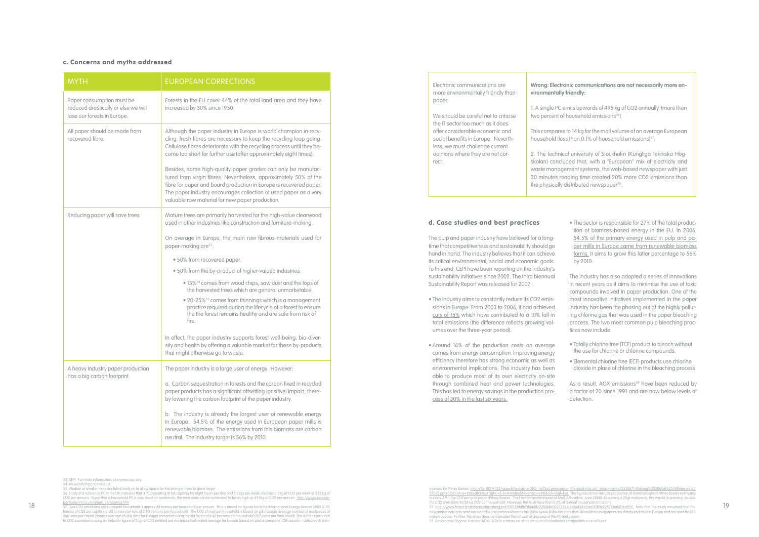## c. Concerns and myths addressed

| MYTH | EUROPEAN CORRECTIONS |
|---|---|
| Paper consumption must be reduced drastically or else we will lose our forests in Europe. | Forests in the EU cover 44% of the total land area and they have increased by 30% since 1950. |
| All paper should be made from recovered fibre. | Although the paper industry in Europe is world champion in recycling, fresh fibres are necessary to keep the recycling loop going. Cellulose fibres deteriorate with the recycling process until they become too short for further use (after approximately eight times).<br><br>Besides, some high-quality paper grades can only be manufactured from virgin fibres. Nevertheless, approximately 50% of the fibre for paper and board production in Europe is recovered paper. The paper industry encourages collection of used paper as a very valuable raw material for new paper production. |
| Reducing paper will save trees | Mature trees are primarily harvested for the high-value clearwood used in other industries like construction and furniture-making.<br><br>On average in Europe, the main raw fibrous materials used for paper-making are[53]:<br><br>• 50% from recovered paper.<br>• 50% from the by-product of higher-valued industries:<br>  • 13%[54] comes from wood chips, saw dust and the tops of the harvested trees which are general unmarketable.<br>  • 20-25%[55] comes from thinnings which is a management practice required during the lifecycle of a forest to ensure the the forest remains healthy and are safe from risk of fire.<br><br>In effect, the paper industry supports forest well-being, bio-diversity and health by offering a valuable market for these by-products that might otherwise go to waste. |
| A heavy industry paper production has a big carbon footprint. | The paper industry is a large user of energy. However:<br><br>a. Carbon sequestration in forests and the carbon fixed in recycled paper products has a significant offsetting (positive) impact, thereby lowering the carbon footprint of the paper industry.<br><br>b. The industry is already the largest user of renewable energy in Europe. 54.5% of the energy used in European paper mills is renewable biomass. The emissions from this biomass are carbon neutral. The industry target is 56% by 2010. |
| Electronic communications are more environmentally friendly than paper.<br><br>We should be careful not to criticise the IT sector too much as it does offer considerable economic and social benefits in Europe. Nevertheless, we must challenge current opinions where they are not correct. | **Wrong: Electronic communications are not necessarily more environmentally friendly:**<br><br>1. A single PC emits upwards of 495 kg of $CO_2$ annually (more than two percent of household emissions[56])<br><br>This compares to 14 kg for the mail volume of an average European household (less than 0.1% of household emissions)[57].<br><br>2. The technical university of Stockholm (Kungliga Tekniska Högskolan) concluded that, with a "European" mix of electricity and waste management systems, the web-based newspaper with just 30 minutes reading time created 20% more $CO_2$ emissions than the physically distributed newspaper[58]. |

## d. Case studies and best practices

The pulp and paper industry have believed for a longtime that competitiveness and sustainability should go hand in hand. The industry believes that it can achieve its critical environmental, social and economic goals. To this end, CEPI have been reporting on the industry's sustainability initiatives since 2002. The third biennual Sustainability Report was released for 2007:

- The industry aims to constantly reduce its $CO_2$ emissions in Europe. From 2003 to 2006, it had achieved cuts of 15% which have contributed to a 10% fall in total emissions (the difference reflects growing volumes over the three-year period).
- Around 16% of the production costs on average comes from energy consumption. Improving energy efficiency therefore has strong economic as well as environmental implications. The industry has been able to produce most of its own electricity on-site through combined heat and power technologies. This has led to energy savings in the production process of 30% in the last six years.
- The sector is responsible for 27% of the total production of biomass-based energy in the EU. In 2006, 54.5% of the primary energy used in pulp and paper mills in Europe came from renewable biomass forms. It aims to grow this latter percentage to 56% by 2010.

The industry has also adopted a series of innovations in recent years as it aims to minimise the use of toxic compounds involved in paper production. One of the most innovative initiatives implemented in the paper industry has been the phasing out of the highly polluting chlorine gas that was used in the paper bleaching process. The two most common pulp bleaching practices now include:

- Totally chlorine free (TCF) product to bleach without the use for chlorine or chlorine compounds.
- Elemental chlorine free (ECF) products use chlorine dioxide in place of chlorine in the bleaching process

As a result, AOX emissions[59] have been reduced by a factor of 20 since 1991 and are now below levels of detection.

---

53. CEPI. For more information, see www.cepi.org
54. As wood chips or sawdust
55. Weaker or smaller trees are felled early on to allow space for the stronger trees to grow larger
56. Study of a reference PC in the UK indicates that a PC operating at full capacity for eight hours per day and 5 days per week releases 6.8kg of $CO_2$ per week or 352 kg of $CO_2$ per annum. Given that a household PC is also used on weekends, the emissions can be estimated to be as high as 495kg of $CO_2$ per annum. http://www.zerocarbonfootprint.co.uk/green_computing.htm
57. Ave $CO_2$ emissions per European household is approx 20 tonnes per household per annum. This is based on figures from the International Energy Annual 2005 (7.93 tonnes of $CO_2$ per capita x a std conversion rate of 2.80 persons per household). The $CO_2$ of mail per household is based on a European average number of mailpieces of 260 units per capita (approx average of UPU data for Europe) converted using the std factor of 2.80 persons per household (727 items per household). This is then converted to $CO_2$ equivalents using an industry figure of 20gr of $CO_2$ emitted per mailpiece (estimated average for Europe based on postal company CSR reports – collected & summarised by Pitney Bowes. http://66.102.9.132/search?q=cache:OlKQ_-Ig73oJ:www.insight2foresight.co.uk/_attachments/333587/Making%2520Mail%2520Relevant%2520v2.ppt+CO2+of+a+transatlantic+flight,+6.6+minutes&hl=en&ct=clnk&cd=1&gl=be). The figures do not include production of materials which Pitney Bowes estimates to costs 0.9-1.3gr $CO_2$ per gr of paper (Pitney Bowes - The Environmental Impact of Mail: A Baseline, June 2008). Assuming a 20gr mail piece, this would, in practice, double the $CO_2$ emissions (to 28 kg $CO_2$ per household). However, this is still less than 0.2% of annual household emissions.
58. http://www.forest.fi/smyforest/foresteng.nsf/95f358fafb7d84d8c2256f4b003725e1/5c5a49462ac05185c22574ba001ba997. Note that the study assumed that the newspaper was only read once and by one person whereas the ENPA (www.ENPA.be) state that 140 million newspapers are distributed daily in Europe and are read by 280 million people. Further, the study does not consider the full cost of disposal of the PC and screen.
59. Adsorbable Organic Halides (AOX). AOX is a measure of the amount of chlorinated compounds in an effluent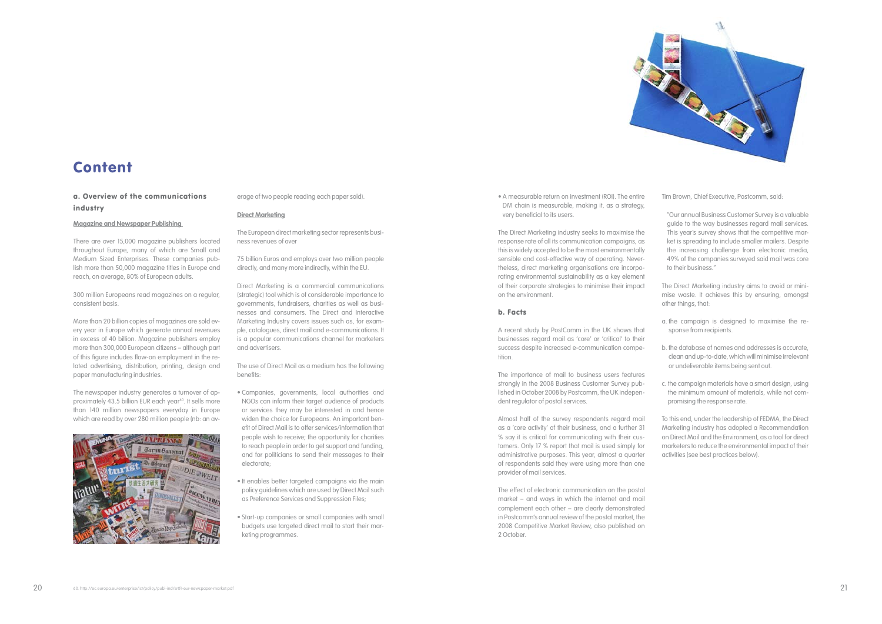# Content

## a. Overview of the communications industry

### Magazine and Newspaper Publishing

There are over 15,000 magazine publishers located throughout Europe, many of which are Small and Medium Sized Enterprises. These companies publish more than 50,000 magazine titles in Europe and reach, on average, 80% of European adults.

300 million Europeans read magazines on a regular, consistent basis.

More than 20 billion copies of magazines are sold every year in Europe which generate annual revenues in excess of 40 billion. Magazine publishers employ more than 300,000 European citizens – although part of this figure includes flow-on employment in the related advertising, distribution, printing, design and paper manufacturing industries.

The newspaper industry generates a turnover of approximately 43.5 billion EUR each year[60]. It sells more than 140 million newspapers everyday in Europe which are read by over 280 million people (nb: an average of two people reading each paper sold).

### Direct Marketing

The European direct marketing sector represents business revenues of over

75 billion Euros and employs over two million people directly, and many more indirectly, within the EU.

Direct Marketing is a commercial communications (strategic) tool which is of considerable importance to governments, fundraisers, charities as well as businesses and consumers. The Direct and Interactive Marketing Industry covers issues such as, for example, catalogues, direct mail and e-communications. It is a popular communications channel for marketers and advertisers.

The use of Direct Mail as a medium has the following benefits:

- Companies, governments, local authorities and NGOs can inform their target audience of products or services they may be interested in and hence widen the choice for Europeans. An important benefit of Direct Mail is to offer services/information that people wish to receive; the opportunity for charities to reach people in order to get support and funding, and for politicians to send their messages to their electorate;
- It enables better targeted campaigns via the main policy guidelines which are used by Direct Mail such as Preference Services and Suppression Files;
- Start-up companies or small companies with small budgets use targeted direct mail to start their marketing programmes.
- A measurable return on investment (ROI). The entire DM chain is measurable, making it, as a strategy, very beneficial to its users.

The Direct Marketing industry seeks to maximise the response rate of all its communication campaigns, as this is widely accepted to be the most environmentally sensible and cost-effective way of operating. Nevertheless, direct marketing organisations are incorporating environmental sustainability as a key element of their corporate strategies to minimise their impact on the environment.

## b. Facts

A recent study by PostComm in the UK shows that businesses regard mail as 'core' or 'critical' to their success despite increased e-communication competition.

The importance of mail to business users features strongly in the 2008 Business Customer Survey published in October 2008 by Postcomm, the UK independent regulator of postal services.

Almost half of the survey respondents regard mail as a 'core activity' of their business, and a further 31 % say it is critical for communicating with their customers. Only 17 % report that mail is used simply for administrative purposes. This year, almost a quarter of respondents said they were using more than one provider of mail services.

The effect of electronic communication on the postal market – and ways in which the internet and mail complement each other – are clearly demonstrated in Postcomm's annual review of the postal market, the 2008 Competitive Market Review, also published on 2 October.

Tim Brown, Chief Executive, Postcomm, said:

"Our annual Business Customer Survey is a valuable guide to the way businesses regard mail services. This year's survey shows that the competitive market is spreading to include smaller mailers. Despite the increasing challenge from electronic media, 49% of the companies surveyed said mail was core to their business."

The Direct Marketing industry aims to avoid or minimise waste. It achieves this by ensuring, amongst other things, that:

a. the campaign is designed to maximise the response from recipients.

b. the database of names and addresses is accurate, clean and up-to-date, which will minimise irrelevant or undeliverable items being sent out.

c. the campaign materials have a smart design, using the minimum amount of materials, while not compromising the response rate.

To this end, under the leadership of FEDMA, the Direct Marketing industry has adopted a Recommendation on Direct Mail and the Environment, as a tool for direct marketers to reduce the environmental impact of their activities (see best practices below).

60 http://ec.europa.eu/enterprise/ict/policy/publ-ind/sr01-eur-newspaper-market.pdf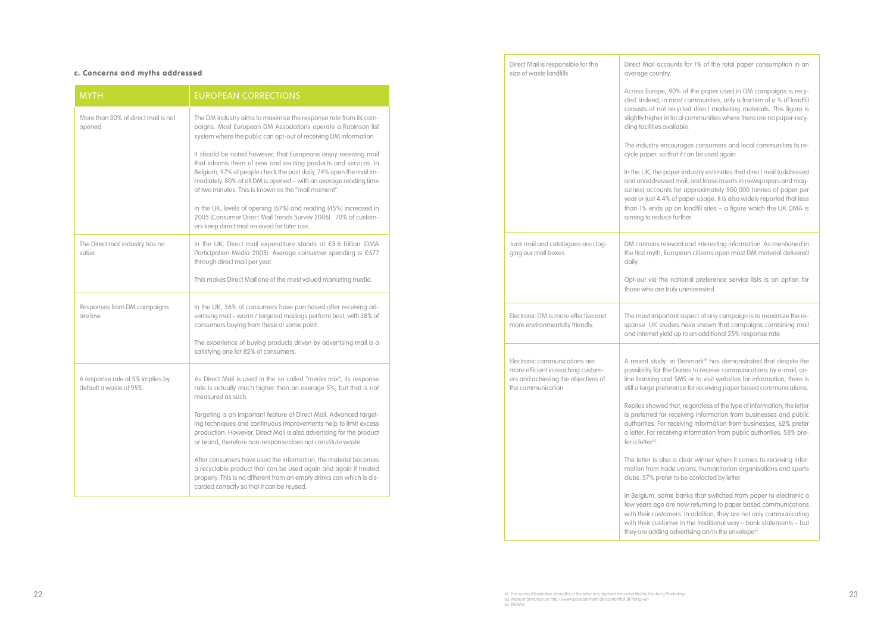### c. Concerns and myths addressed

| MYTH | EUROPEAN CORRECTIONS |
|---|---|
| More than 30% of direct mail is not opened | The DM industry aims to maximise the response rate from its campaigns. Most European DM Associations operate a Robinson list system where the public can opt-out of receiving DM information.<br><br>It should be noted however, that Europeans enjoy receiving mail that informs them of new and exciting products and services. In Belgium, 97% of people check the post daily, 74% open the mail immediately. 80% of all DM is opened – with an average reading time of two minutes. This is known as the "mail moment".<br><br>In the UK, levels of opening (67%) and reading (45%) increased in 2005 (Consumer Direct Mail Trends Survey 2006). 70% of customers keep direct mail received for later use. |
| The Direct mail industry has no value | In the UK, Direct mail expenditure stands at £8.6 billion (DMA Participation Media 2005). Average consumer spending is £577 through direct mail per year.<br><br>This makes Direct Mail one of the most valued marketing media. |
| Responses from DM campaigns are low. | In the UK, 56% of consumers have purchased after receiving advertising mail – warm / targeted mailings perform best, with 38% of consumers buying from these at some point.<br><br>The experience of buying products driven by advertising mail is a satisfying one for 82% of consumers. |
| A response rate of 5% implies by default a waste of 95%. | As Direct Mail is used in the so called "media mix", its response rate is actually much higher than an average 5%, but that is not measured as such.<br><br>Targeting is an important feature of Direct Mail. Advanced targeting techniques and continuous improvements help to limit excess production. However, Direct Mail is also advertising for the product or brand, therefore non-response does not constitute waste.<br><br>After consumers have used the information, the material becomes a recyclable product that can be used again and again if treated properly. This is no different from an empty drinks can which is discarded correctly so that it can be reused. |
| Direct Mail is responsible for the size of waste landfills | Direct Mail accounts for 1% of the total paper consumption in an average country.<br><br>Across Europe, 90% of the paper used in DM campaigns is recycled. Indeed, in most communities, only a fraction of a % of landfill consists of not recycled direct marketing materials. This figure is slightly higher in local communities where there are no paper-recycling facilities available.<br><br>The industry encourages consumers and local communities to recycle paper, so that it can be used again.<br><br>In the UK, the paper industry estimates that direct mail (addressed and unaddressed mail, and loose inserts in newspapers and magazines) accounts for approximately 500,000 tonnes of paper per year or just 4.4% of paper usage. It is also widely reported that less than 1% ends up on landfill sites – a figure which the UK DMA is aiming to reduce further. |
| Junk mail and catalogues are clogging our mail boxes | DM contains relevant and interesting information. As mentioned in the first myth, European citizens open most DM material delivered daily.<br><br>Opt-out via the national preference service lists is an option for those who are truly uninterested. |
| Electronic DM is more effective and more environmentally friendly. | The most important aspect of any campaign is to maximize the response. UK studies have shown that campaigns combining mail and internet yield up to an additional 25% response rate. |
| Electronic communications are more efficient in reaching customers and achieving the objectives of the communication. | A recent study in Denmark[61] has demonstrated that despite the possibility for the Danes to receive communications by e-mail, online banking and SMS or to visit websites for information, there is still a large preference for receiving paper based communications.<br><br>Replies showed that, regardless of the type of information, the letter is preferred for receiving information from businesses and public authorities. For receiving information from businesses, 62% prefer a letter. For receiving information from public authorities, 58% prefer a letter[62].<br><br>The letter is also a clear winner when it comes to receiving information from trade unions, humanitarian organisations and sports clubs. 57% prefer to be contacted by letter.<br><br>In Belgium, some banks that switched from paper to electronic a few years ago are now returning to paper based communications with their customers. In addition, they are not only communicating with their customer in the traditional way – bank statements – but they are adding advertising on/in the envelope[63]. |

61. The survey (Qualitative strengths of the letter in a digitised everyday life) by Tranberg Marketing
62. More information on http://www.postdanmark.dk/contentfull.dk?lang=en
63. FEDMA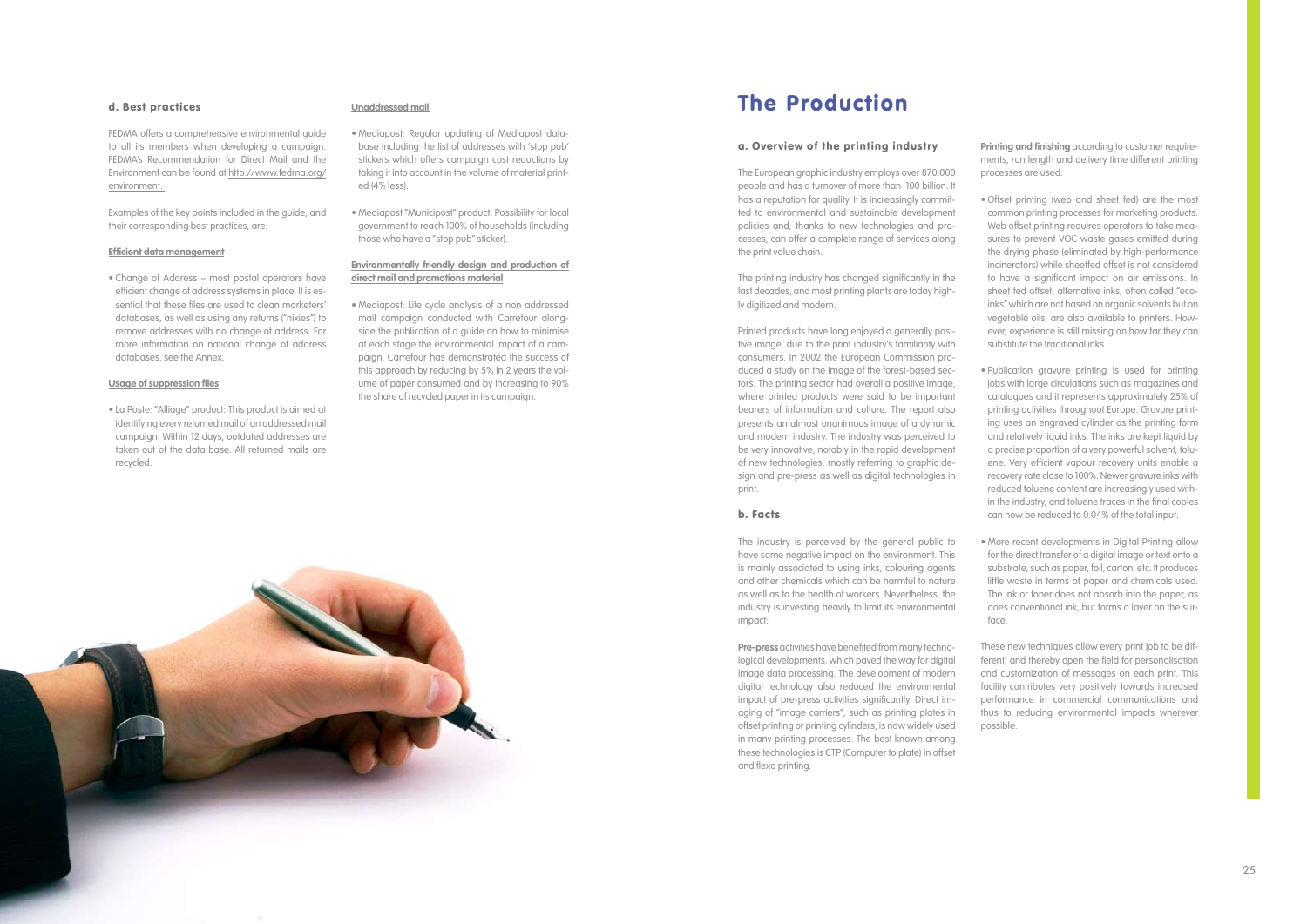### d. Best practices

FEDMA offers a comprehensive environmental guide to all its members when developing a campaign. FEDMA's Recommendation for Direct Mail and the Environment can be found at http://www.fedma.org/environment.

Examples of the key points included in the guide, and their corresponding best practices, are:

**Efficient data management**

- Change of Address – most postal operators have efficient change of address systems in place. It is essential that these files are used to clean marketers' databases, as well as using any returns ("nixies") to remove addresses with no change of address. For more information on national change of address databases, see the Annex.

**Usage of suppression files**

- La Poste: "Alliage" product: This product is aimed at identifying every returned mail of an addressed mail campaign. Within 12 days, outdated addresses are taken out of the data base. All returned mails are recycled.

**Unaddressed mail**

- Mediapost: Regular updating of Mediapost database including the list of addresses with 'stop pub' stickers which offers campaign cost reductions by taking it into account in the volume of material printed (4% less).
- Mediapost "Municipost" product: Possibility for local government to reach 100% of households (including those who have a "stop pub" sticker).

**Environmentally friendly design and production of direct mail and promotions material**

- Mediapost: Life cycle analysis of a non addressed mail campaign conducted with Carrefour alongside the publication of a guide on how to minimise at each stage the environmental impact of a campaign. Carrefour has demonstrated the success of this approach by reducing by 5% in 2 years the volume of paper consumed and by increasing to 90% the share of recycled paper in its campaign.

# The Production

### a. Overview of the printing industry

The European graphic industry employs over 870,000 people and has a turnover of more than 100 billion. It has a reputation for quality. It is increasingly committed to environmental and sustainable development policies and, thanks to new technologies and processes, can offer a complete range of services along the print value chain.

The printing industry has changed significantly in the last decades, and most printing plants are today highly digitized and modern.

Printed products have long enjoyed a generally positive image, due to the print industry's familiarity with consumers. In 2002 the European Commission produced a study on the image of the forest-based sectors. The printing sector had overall a positive image, where printed products were said to be important bearers of information and culture. The report also presents an almost unanimous image of a dynamic and modern industry. The industry was perceived to be very innovative, notably in the rapid development of new technologies, mostly referring to graphic design and pre-press as well as digital technologies in print.

### b. Facts

The industry is perceived by the general public to have some negative impact on the environment. This is mainly associated to using inks, colouring agents and other chemicals which can be harmful to nature as well as to the health of workers. Nevertheless, the industry is investing heavily to limit its environmental impact:

**Pre-press** activities have benefited from many technological developments, which paved the way for digital image data processing. The development of modern digital technology also reduced the environmental impact of pre-press activities significantly. Direct imaging of "image carriers", such as printing plates in offset printing or printing cylinders, is now widely used in many printing processes. The best known among these technologies is CTP (Computer to plate) in offset and flexo printing.

**Printing and finishing** according to customer requirements, run length and delivery time different printing processes are used.

- Offset printing (web and sheet fed) are the most common printing processes for marketing products. Web offset printing requires operators to take measures to prevent VOC waste gases emitted during the drying phase (eliminated by high-performance incinerators) while sheetfed offset is not considered to have a significant impact on air emissions. In sheet fed offset, alternative inks, often called "eco-inks" which are not based on organic solvents but on vegetable oils, are also available to printers. However, experience is still missing on how far they can substitute the traditional inks.
- Publication gravure printing is used for printing jobs with large circulations such as magazines and catalogues and it represents approximately 25% of printing activities throughout Europe. Gravure printing uses an engraved cylinder as the printing form and relatively liquid inks. The inks are kept liquid by a precise proportion of a very powerful solvent, toluene. Very efficient vapour recovery units enable a recovery rate close to 100%. Newer gravure inks with reduced toluene content are increasingly used within the industry, and toluene traces in the final copies can now be reduced to 0.04% of the total input.
- More recent developments in Digital Printing allow for the direct transfer of a digital image or text onto a substrate, such as paper, foil, carton, etc. It produces little waste in terms of paper and chemicals used. The ink or toner does not absorb into the paper, as does conventional ink, but forms a layer on the surface.

These new techniques allow every print job to be different, and thereby open the field for personalisation and customization of messages on each print. This facility contributes very positively towards increased performance in commercial communications and thus to reducing environmental impacts wherever possible.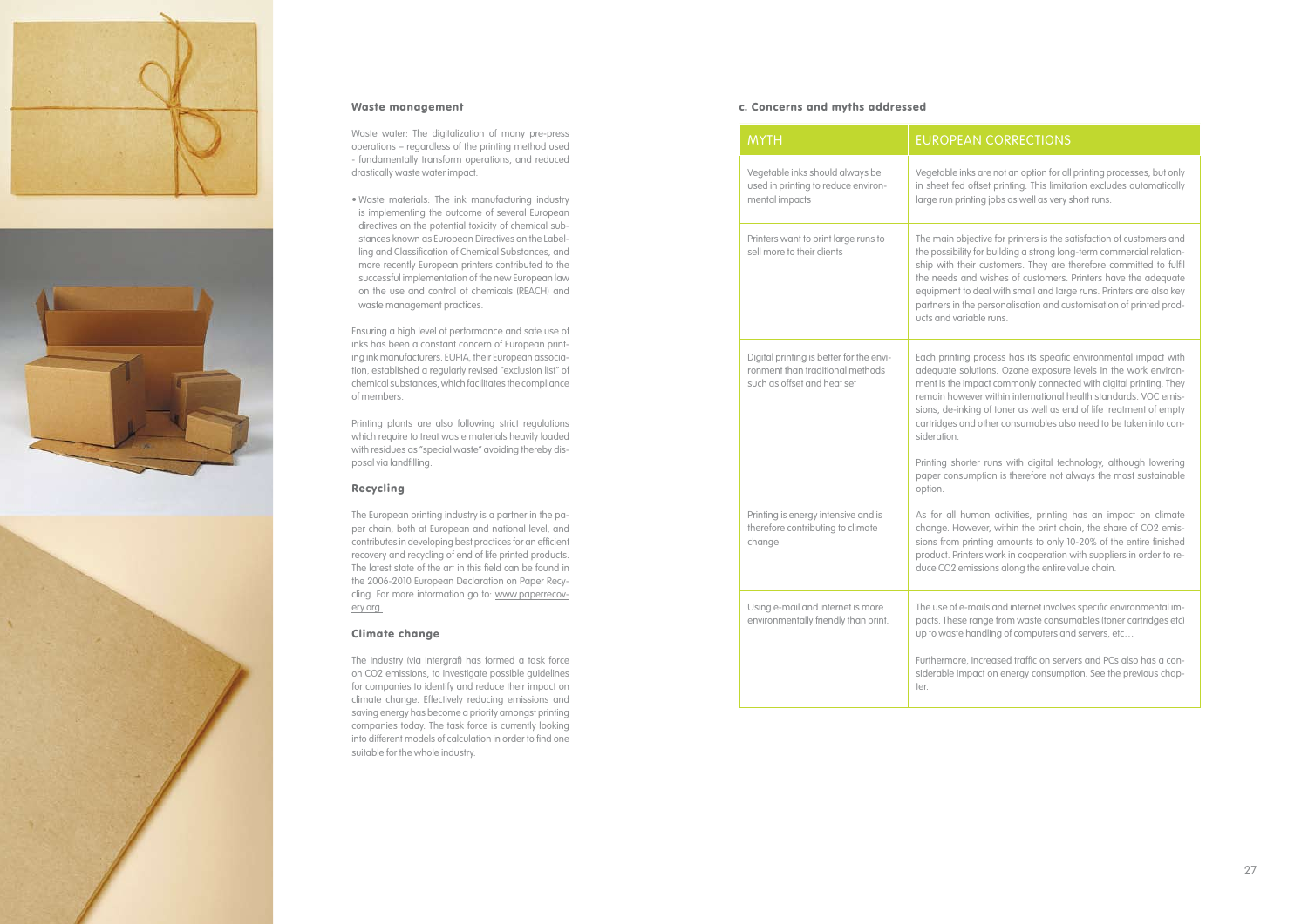### Waste management

Waste water: The digitalization of many pre-press operations – regardless of the printing method used - fundamentally transform operations, and reduced drastically waste water impact.

- Waste materials: The ink manufacturing industry is implementing the outcome of several European directives on the potential toxicity of chemical substances known as European Directives on the Labelling and Classification of Chemical Substances, and more recently European printers contributed to the successful implementation of the new European law on the use and control of chemicals (REACH) and waste management practices.

Ensuring a high level of performance and safe use of inks has been a constant concern of European printing ink manufacturers. EUPIA, their European association, established a regularly revised "exclusion list" of chemical substances, which facilitates the compliance of members.

Printing plants are also following strict regulations which require to treat waste materials heavily loaded with residues as "special waste" avoiding thereby disposal via landfilling.

### Recycling

The European printing industry is a partner in the paper chain, both at European and national level, and contributes in developing best practices for an efficient recovery and recycling of end of life printed products. The latest state of the art in this field can be found in the 2006-2010 European Declaration on Paper Recycling. For more information go to: www.paperrecovery.org.

### Climate change

The industry (via Intergraf) has formed a task force on CO2 emissions, to investigate possible guidelines for companies to identify and reduce their impact on climate change. Effectively reducing emissions and saving energy has become a priority amongst printing companies today. The task force is currently looking into different models of calculation in order to find one suitable for the whole industry.

### c. Concerns and myths addressed

| MYTH | EUROPEAN CORRECTIONS |
| --- | --- |
| Vegetable inks should always be used in printing to reduce environmental impacts | Vegetable inks are not an option for all printing processes, but only in sheet fed offset printing. This limitation excludes automatically large run printing jobs as well as very short runs. |
| Printers want to print large runs to sell more to their clients | The main objective for printers is the satisfaction of customers and the possibility for building a strong long-term commercial relationship with their customers. They are therefore committed to fulfil the needs and wishes of customers. Printers have the adequate equipment to deal with small and large runs. Printers are also key partners in the personalisation and customisation of printed products and variable runs. |
| Digital printing is better for the environment than traditional methods such as offset and heat set | Each printing process has its specific environmental impact with adequate solutions. Ozone exposure levels in the work environment is the impact commonly connected with digital printing. They remain however within international health standards. VOC emissions, de-inking of toner as well as end of life treatment of empty cartridges and other consumables also need to be taken into consideration.<br><br>Printing shorter runs with digital technology, although lowering paper consumption is therefore not always the most sustainable option. |
| Printing is energy intensive and is therefore contributing to climate change | As for all human activities, printing has an impact on climate change. However, within the print chain, the share of CO2 emissions from printing amounts to only 10-20% of the entire finished product. Printers work in cooperation with suppliers in order to reduce CO2 emissions along the entire value chain. |
| Using e-mail and internet is more environmentally friendly than print. | The use of e-mails and internet involves specific environmental impacts. These range from waste consumables (toner cartridges etc) up to waste handling of computers and servers, etc…<br><br>Furthermore, increased traffic on servers and PCs also has a considerable impact on energy consumption. See the previous chapter. |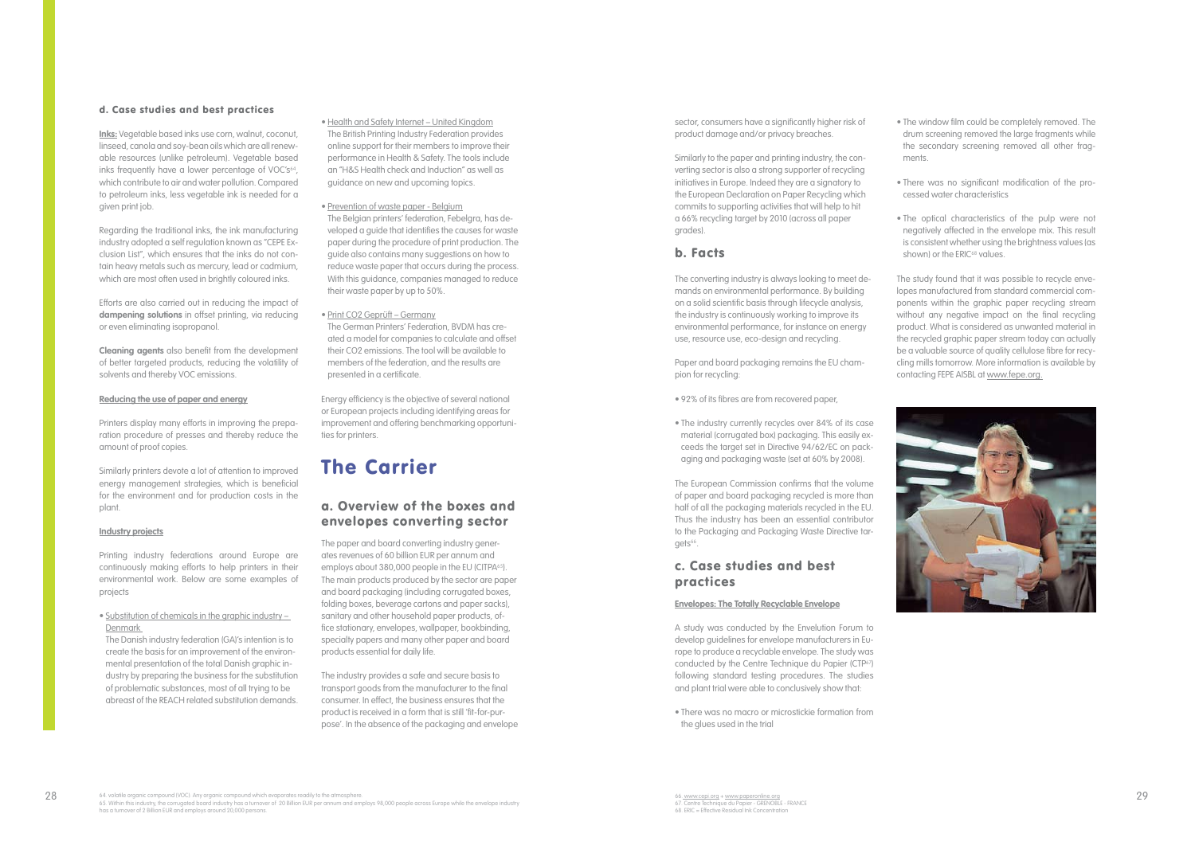### d. Case studies and best practices

**Inks:** Vegetable based inks use corn, walnut, coconut, linseed, canola and soy-bean oils which are all renewable resources (unlike petroleum). Vegetable based inks frequently have a lower percentage of VOC's[64], which contribute to air and water pollution. Compared to petroleum inks, less vegetable ink is needed for a given print job.

Regarding the traditional inks, the ink manufacturing industry adopted a self regulation known as "CEPE Exclusion List", which ensures that the inks do not contain heavy metals such as mercury, lead or cadmium, which are most often used in brightly coloured inks.

Efforts are also carried out in reducing the impact of **dampening solutions** in offset printing, via reducing or even eliminating isopropanol.

**Cleaning agents** also benefit from the development of better targeted products, reducing the volatility of solvents and thereby VOC emissions.

**Reducing the use of paper and energy**

Printers display many efforts in improving the preparation procedure of presses and thereby reduce the amount of proof copies.

Similarly printers devote a lot of attention to improved energy management strategies, which is beneficial for the environment and for production costs in the plant.

**Industry projects**

Printing industry federations around Europe are continuously making efforts to help printers in their environmental work. Below are some examples of projects

- Substitution of chemicals in the graphic industry – Denmark
  The Danish industry federation (GA)'s intention is to create the basis for an improvement of the environmental presentation of the total Danish graphic industry by preparing the business for the substitution of problematic substances, most of all trying to be abreast of the REACH related substitution demands.

- Health and Safety Internet – United Kingdom
  The British Printing Industry Federation provides online support for their members to improve their performance in Health & Safety. The tools include an "H&S Health check and Induction" as well as guidance on new and upcoming topics.

- Prevention of waste paper - Belgium
  The Belgian printers' federation, Febelgra, has developed a guide that identifies the causes for waste paper during the procedure of print production. The guide also contains many suggestions on how to reduce waste paper that occurs during the process. With this guidance, companies managed to reduce their waste paper by up to 50%.

- Print CO2 Geprüft – Germany
  The German Printers' Federation, BVDM has created a model for companies to calculate and offset their $CO_2$ emissions. The tool will be available to members of the federation, and the results are presented in a certificate.

Energy efficiency is the objective of several national or European projects including identifying areas for improvement and offering benchmarking opportunities for printers.

# The Carrier

### a. Overview of the boxes and envelopes converting sector

The paper and board converting industry generates revenues of 60 billion EUR per annum and employs about 380,000 people in the EU (CITPA[65]). The main products produced by the sector are paper and board packaging (including corrugated boxes, folding boxes, beverage cartons and paper sacks), sanitary and other household paper products, office stationary, envelopes, wallpaper, bookbinding, specialty papers and many other paper and board products essential for daily life.

The industry provides a safe and secure basis to transport goods from the manufacturer to the final consumer. In effect, the business ensures that the product is received in a form that is still 'fit-for-purpose'. In the absence of the packaging and envelope sector, consumers have a significantly higher risk of product damage and/or privacy breaches.

Similarly to the paper and printing industry, the converting sector is also a strong supporter of recycling initiatives in Europe. Indeed they are a signatory to the European Declaration on Paper Recycling which commits to supporting activities that will help to hit a 66% recycling target by 2010 (across all paper grades).

### b. Facts

The converting industry is always looking to meet demands on environmental performance. By building on a solid scientific basis through lifecycle analysis, the industry is continuously working to improve its environmental performance, for instance on energy use, resource use, eco-design and recycling.

Paper and board packaging remains the EU champion for recycling:

- 92% of its fibres are from recovered paper,
- The industry currently recycles over 84% of its case material (corrugated box) packaging. This easily exceeds the target set in Directive 94/62/EC on packaging and packaging waste (set at 60% by 2008).

The European Commission confirms that the volume of paper and board packaging recycled is more than half of all the packaging materials recycled in the EU. Thus the industry has been an essential contributor to the Packaging and Packaging Waste Directive targets[66].

### c. Case studies and best practices

**Envelopes: The Totally Recyclable Envelope**

A study was conducted by the Envelution Forum to develop guidelines for envelope manufacturers in Europe to produce a recyclable envelope. The study was conducted by the Centre Technique du Papier (CTP[67]) following standard testing procedures. The studies and plant trial were able to conclusively show that:

- There was no macro or microstickie formation from the glues used in the trial
- The window film could be completely removed. The drum screening removed the large fragments while the secondary screening removed all other fragments.
- There was no significant modification of the processed water characteristics
- The optical characteristics of the pulp were not negatively affected in the envelope mix. This result is consistent whether using the brightness values (as shown) or the ERIC[68] values.

The study found that it was possible to recycle envelopes manufactured from standard commercial components within the graphic paper recycling stream without any negative impact on the final recycling product. What is considered as unwanted material in the recycled graphic paper stream today can actually be a valuable source of quality cellulose fibre for recycling mills tomorrow. More information is available by contacting FEPE AISBL at www.fepe.org.

64. volatile organic compound (VOC). Any organic compound which evaporates readily to the atmosphere.
65. Within this industry, the corrugated board industry has a turnover of 20 Billion EUR per annum and employs 98,000 people across Europe while the envelope industry has a turnover of 2 Billion EUR and employs around 20,000 persons.
66. www.cepi.org + www.paperonline.org
67. Centre Technique du Papier - GRENOBLE - FRANCE
68. ERIC = Effective Residual Ink Concentration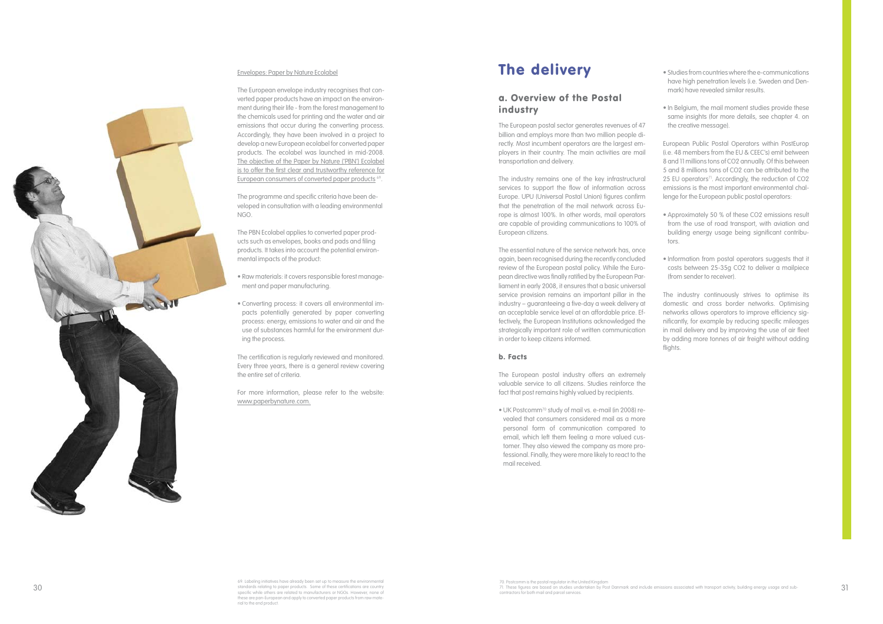Envelopes: Paper by Nature Ecolabel

The European envelope industry recognises that converted paper products have an impact on the environment during their life - from the forest management to the chemicals used for printing and the water and air emissions that occur during the converting process. Accordingly, they have been involved in a project to develop a new European ecolabel for converted paper products. The ecolabel was launched in mid-2008. The objective of the Paper by Nature ('PBN') Ecolabel is to offer the first clear and trustworthy reference for European consumers of converted paper products [69].

The programme and specific criteria have been developed in consultation with a leading environmental NGO.

The PBN Ecolabel applies to converted paper products such as envelopes, books and pads and filing products. It takes into account the potential environmental impacts of the product:

- Raw materials: it covers responsible forest management and paper manufacturing.
- Converting process: it covers all environmental impacts potentially generated by paper converting process: energy, emissions to water and air and the use of substances harmful for the environment during the process.

The certification is regularly reviewed and monitored. Every three years, there is a general review covering the entire set of criteria.

For more information, please refer to the website: www.paperbynature.com.

69. Labeling initiatives have already been set up to measure the environmental standards relating to paper products. Some of these certifications are country specific while others are related to manufacturers or NGOs. However, none of these are pan-European and apply to converted paper products from raw material to the end product.

# The delivery

## a. Overview of the Postal industry

The European postal sector generates revenues of 47 billion and employs more than two million people directly. Most incumbent operators are the largest employers in their country. The main activities are mail transportation and delivery.

The industry remains one of the key infrastructural services to support the flow of information across Europe. UPU (Universal Postal Union) figures confirm that the penetration of the mail network across Europe is almost 100%. In other words, mail operators are capable of providing communications to 100% of European citizens.

The essential nature of the service network has, once again, been recognised during the recently concluded review of the European postal policy. While the European directive was finally ratified by the European Parliament in early 2008, it ensures that a basic universal service provision remains an important pillar in the industry – guaranteeing a five-day a week delivery at an acceptable service level at an affordable price. Effectively, the European Institutions acknowledged the strategically important role of written communication in order to keep citizens informed.

## b. Facts

The European postal industry offers an extremely valuable service to all citizens. Studies reinforce the fact that post remains highly valued by recipients.

- UK Postcomm[70] study of mail vs. e-mail (in 2008) revealed that consumers considered mail as a more personal form of communication compared to email, which left them feeling a more valued customer. They also viewed the company as more professional. Finally, they were more likely to react to the mail received.
- Studies from countries where the e-communications have high penetration levels (i.e. Sweden and Denmark) have revealed similar results.
- In Belgium, the mail moment studies provide these same insights (for more details, see chapter 4. on the creative message).

European Public Postal Operators within PostEurop (i.e. 48 members from the EU & CEEC's) emit between 8 and 11 millions tons of $CO_2$ annually. Of this between 5 and 8 millions tons of $CO_2$ can be attributed to the 25 EU operators[71]. Accordingly, the reduction of $CO_2$ emissions is the most important environmental challenge for the European public postal operators:

- Approximately 50 % of these $CO_2$ emissions result from the use of road transport, with aviation and building energy usage being significant contributors.
- Information from postal operators suggests that it costs between 25-35g $CO_2$ to deliver a mailpiece (from sender to receiver).

The industry continuously strives to optimise its domestic and cross border networks. Optimising networks allows operators to improve efficiency significantly, for example by reducing specific mileages in mail delivery and by improving the use of air fleet by adding more tonnes of air freight without adding flights.

70. Postcomm is the postal regulator in the United Kingdom
71. These figures are based on studies undertaken by Post Danmark and include emissions associated with transport activity, building energy usage and subcontractors for both mail and parcel services.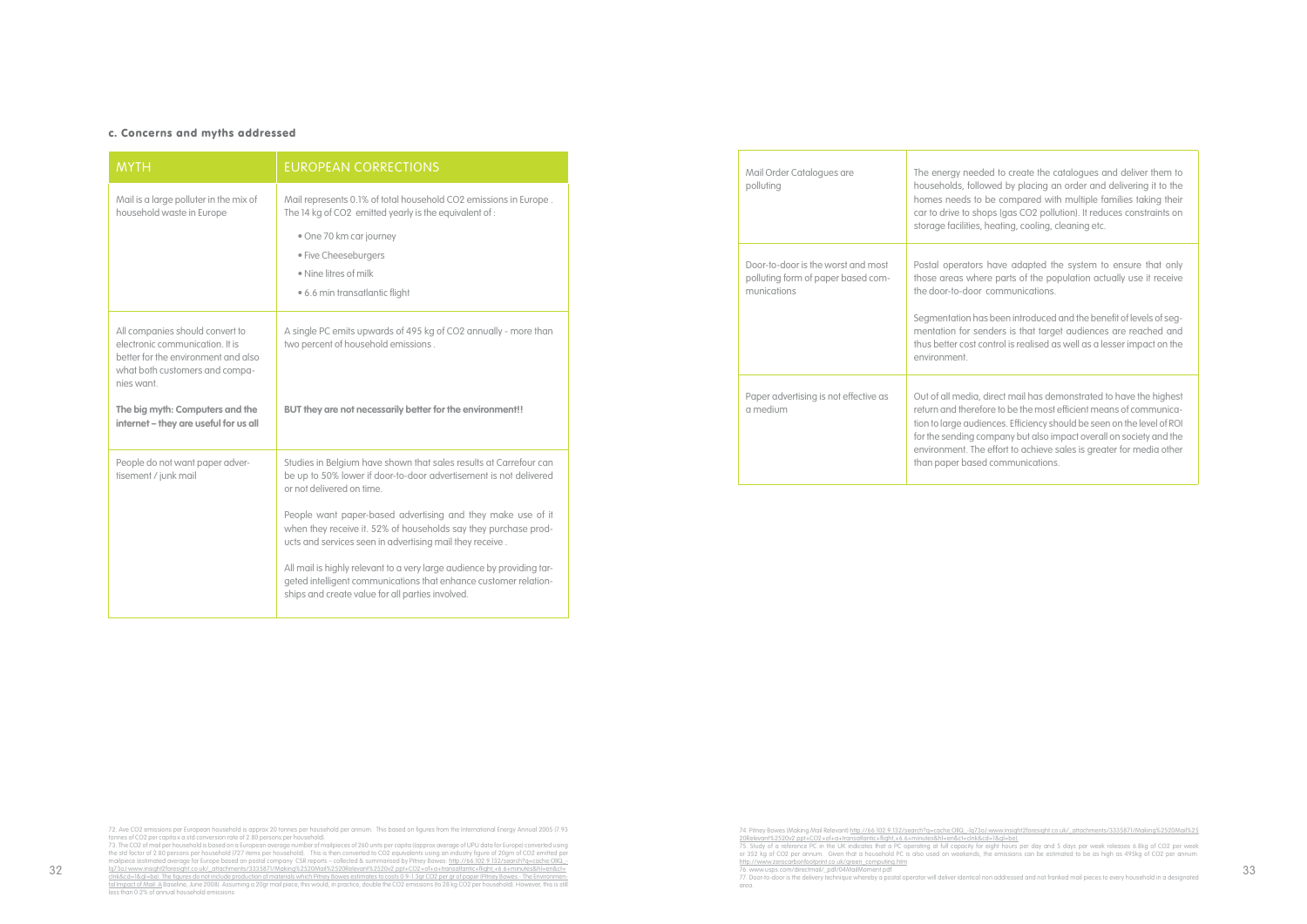#### c. Concerns and myths addressed

| MYTH | EUROPEAN CORRECTIONS |
|---|---|
| Mail is a large polluter in the mix of household waste in Europe | Mail represents 0.1% of total household $CO_2$ emissions in Europe . The 14 kg of $CO_2$ emitted yearly is the equivalent of : <br>• One 70 km car journey <br>• Five Cheeseburgers <br>• Nine litres of milk <br>• 6.6 min transatlantic flight |
| All companies should convert to electronic communication. It is better for the environment and also what both customers and companies want. <br><br>**The big myth: Computers and the internet – they are useful for us all** | A single PC emits upwards of 495 kg of $CO_2$ annually - more than two percent of household emissions . <br><br>**BUT they are not necessarily better for the environment!!** |
| People do not want paper advertisement / junk mail | Studies in Belgium have shown that sales results at Carrefour can be up to 50% lower if door-to-door advertisement is not delivered or not delivered on time. <br><br>People want paper-based advertising and they make use of it when they receive it. 52% of households say they purchase products and services seen in advertising mail they receive . <br><br>All mail is highly relevant to a very large audience by providing targeted intelligent communications that enhance customer relationships and create value for all parties involved. |
| Mail Order Catalogues are polluting | The energy needed to create the catalogues and deliver them to households, followed by placing an order and delivering it to the homes needs to be compared with multiple families taking their car to drive to shops (gas $CO_2$ pollution). It reduces constraints on storage facilities, heating, cooling, cleaning etc. |
| Door-to-door is the worst and most polluting form of paper based communications | Postal operators have adapted the system to ensure that only those areas where parts of the population actually use it receive the door-to-door communications. <br><br>Segmentation has been introduced and the benefit of levels of segmentation for senders is that target audiences are reached and thus better cost control is realised as well as a lesser impact on the environment. |
| Paper advertising is not effective as a medium | Out of all media, direct mail has demonstrated to have the highest return and therefore to be the most efficient means of communication to large audiences. Efficiency should be seen on the level of ROI for the sending company but also impact overall on society and the environment. The effort to achieve sales is greater for media other than paper based communications. |

72. Ave $CO_2$ emissions per European household is approx 20 tonnes per household per annum. This based on figures from the International Energy Annual 2005 (7.93 tonnes of $CO_2$ per capita x a std conversion rate of 2.80 persons per household).

73. The $CO_2$ of mail per household is based on a European average number of mailpieces of 260 units per capita (approx average of UPU data for Europe) converted using the std factor of 2.80 persons per household (727 items per household). This is then converted to $CO_2$ equivalents using an industry figure of 20gm of $CO_2$ emitted per mailpiece (estimated average for Europe based on postal company CSR reports – collected & summarised by Pitney Bowes http://66.102.9.132/search?q=cache:OIIG_Iq73oJ:www.insight2foresight.co.uk/_attachments/3335871/Making%2520Mail%2520Relevant%2520v2.ppt+CO2+of+a+transatlantic+flight,+6.6+minutes&hl=en&ct=clnk&cd=1&gl=be). The figures do not include production of materials which Pitney Bowes estimates to costs 0.9-1.3gr CO2 per gr of paper (Pitney Bowes - The Environmental Impact of Mail: A Baseline, June 2008). Assuming a 20gr mail piece, this would, in practice, double the $CO_2$ emissions (to 28 kg $CO_2$ per household). However, this is still less than 0.2% of annual household emissions.

74. Pitney Bowes (Making Mail Relevant) http://66.102.9.132/search?q=cache:OIIG_Iq73oJ:www.insight2foresight.co.uk/_attachments/3335871/Making%2520Mail%2520Relevant%2520v2.ppt+CO2+of+a+transatlantic+flight,+6.6+minutes&hl=en&ct=clnk&cd=1&gl=be).

75. Study of a reference PC in the UK indicates that a PC operating at full capacity for eight hours per day and 5 days per week releases 6.8kg of $CO_2$ per week or 352 kg of $CO_2$ per annum. Given that a household PC is also used on weekends, the emissions can be estimated to be as high as 495kg of $CO_2$ per annum. http://www.zerocarbonfootprint.co.uk/green_computing.htm

76. www.usps.com/directmail/_pdf/04MailMoment.pdf

77. Door-to-door is the delivery technique whereby a postal operator will deliver identical non addressed and not franked mail pieces to every household in a designated area.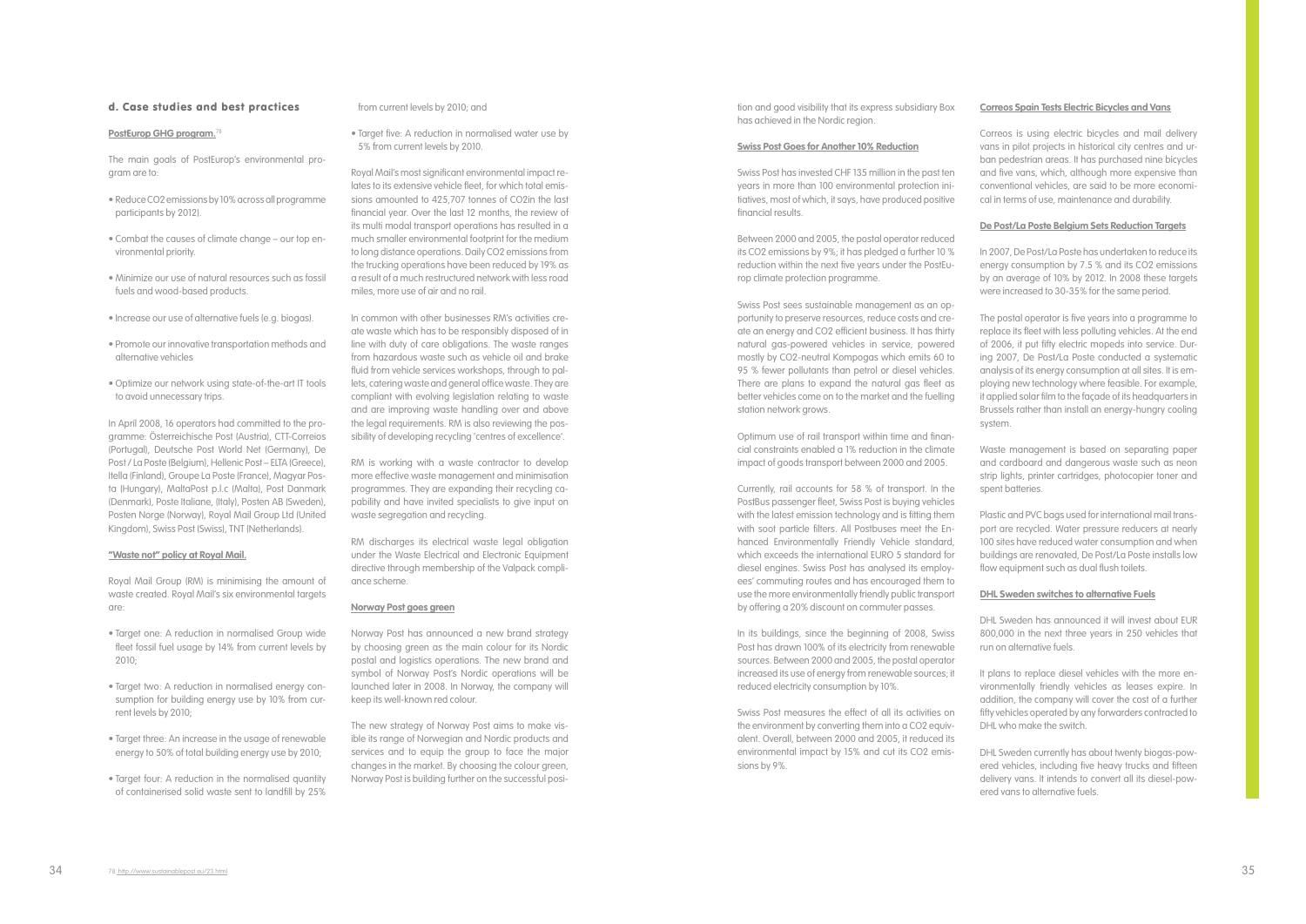### d. Case studies and best practices

**PostEurop GHG program.**[78]

The main goals of PostEurop's environmental program are to:

- Reduce $CO_2$ emissions by 10% across all programme participants by 2012).
- Combat the causes of climate change – our top environmental priority.
- Minimize our use of natural resources such as fossil fuels and wood-based products.
- Increase our use of alternative fuels (e.g. biogas).
- Promote our innovative transportation methods and alternative vehicles
- Optimize our network using state-of-the-art IT tools to avoid unnecessary trips.

In April 2008, 16 operators had committed to the programme: Österreichische Post (Austria), CTT-Correios (Portugal), Deutsche Post World Net (Germany), De Post / La Poste (Belgium), Hellenic Post – ELTA (Greece), Itella (Finland), Groupe La Poste (France), Magyar Posta (Hungary), MaltaPost p.l.c (Malta), Post Danmark (Denmark), Poste Italiane, (Italy), Posten AB (Sweden), Posten Norge (Norway), Royal Mail Group Ltd (United Kingdom), Swiss Post (Swiss), TNT (Netherlands).

**"Waste not" policy at Royal Mail.**

Royal Mail Group (RM) is minimising the amount of waste created. Royal Mail's six environmental targets are:

- Target one: A reduction in normalised Group wide fleet fossil fuel usage by 14% from current levels by 2010;
- Target two: A reduction in normalised energy consumption for building energy use by 10% from current levels by 2010;
- Target three: An increase in the usage of renewable energy to 50% of total building energy use by 2010;
- Target four: A reduction in the normalised quantity of containerised solid waste sent to landfill by 25% from current levels by 2010; and
- Target five: A reduction in normalised water use by 5% from current levels by 2010.

Royal Mail's most significant environmental impact relates to its extensive vehicle fleet, for which total emissions amounted to 425,707 tonnes of $CO_2$in the last financial year. Over the last 12 months, the review of its multi modal transport operations has resulted in a much smaller environmental footprint for the medium to long distance operations. Daily $CO_2$ emissions from the trucking operations have been reduced by 19% as a result of a much restructured network with less road miles, more use of air and no rail.

In common with other businesses RM's activities create waste which has to be responsibly disposed of in line with duty of care obligations. The waste ranges from hazardous waste such as vehicle oil and brake fluid from vehicle services workshops, through to pallets, catering waste and general office waste. They are compliant with evolving legislation relating to waste and are improving waste handling over and above the legal requirements. RM is also reviewing the possibility of developing recycling 'centres of excellence'.

RM is working with a waste contractor to develop more effective waste management and minimisation programmes. They are expanding their recycling capability and have invited specialists to give input on waste segregation and recycling.

RM discharges its electrical waste legal obligation under the Waste Electrical and Electronic Equipment directive through membership of the Valpack compliance scheme.

**Norway Post goes green**

Norway Post has announced a new brand strategy by choosing green as the main colour for its Nordic postal and logistics operations. The new brand and symbol of Norway Post's Nordic operations will be launched later in 2008. In Norway, the company will keep its well-known red colour.

The new strategy of Norway Post aims to make visible its range of Norwegian and Nordic products and services and to equip the group to face the major changes in the market. By choosing the colour green, Norway Post is building further on the successful position and good visibility that its express subsidiary Box has achieved in the Nordic region.

**Swiss Post Goes for Another 10% Reduction**

Swiss Post has invested CHF 135 million in the past ten years in more than 100 environmental protection initiatives, most of which, it says, have produced positive financial results.

Between 2000 and 2005, the postal operator reduced its $CO_2$ emissions by 9%; it has pledged a further 10 % reduction within the next five years under the PostEurop climate protection programme.

Swiss Post sees sustainable management as an opportunity to preserve resources, reduce costs and create an energy and $CO_2$ efficient business. It has thirty natural gas-powered vehicles in service, powered mostly by $CO_2$-neutral Kompogas which emits 60 to 95 % fewer pollutants than petrol or diesel vehicles. There are plans to expand the natural gas fleet as better vehicles come on to the market and the fuelling station network grows.

Optimum use of rail transport within time and financial constraints enabled a 1% reduction in the climate impact of goods transport between 2000 and 2005.

Currently, rail accounts for 58 % of transport. In the PostBus passenger fleet, Swiss Post is buying vehicles with the latest emission technology and is fitting them with soot particle filters. All Postbuses meet the Enhanced Environmentally Friendly Vehicle standard, which exceeds the international EURO 5 standard for diesel engines. Swiss Post has analysed its employees' commuting routes and has encouraged them to use the more environmentally friendly public transport by offering a 20% discount on commuter passes.

In its buildings, since the beginning of 2008, Swiss Post has drawn 100% of its electricity from renewable sources. Between 2000 and 2005, the postal operator increased its use of energy from renewable sources; it reduced electricity consumption by 10%.

Swiss Post measures the effect of all its activities on the environment by converting them into a $CO_2$ equivalent. Overall, between 2000 and 2005, it reduced its environmental impact by 15% and cut its $CO_2$ emissions by 9%.

**Correos Spain Tests Electric Bicycles and Vans**

Correos is using electric bicycles and mail delivery vans in pilot projects in historical city centres and urban pedestrian areas. It has purchased nine bicycles and five vans, which, although more expensive than conventional vehicles, are said to be more economical in terms of use, maintenance and durability.

**De Post/La Poste Belgium Sets Reduction Targets**

In 2007, De Post/La Poste has undertaken to reduce its energy consumption by 7.5 % and its $CO_2$ emissions by an average of 10% by 2012. In 2008 these targets were increased to 30-35% for the same period.

The postal operator is five years into a programme to replace its fleet with less polluting vehicles. At the end of 2006, it put fifty electric mopeds into service. During 2007, De Post/La Poste conducted a systematic analysis of its energy consumption at all sites. It is employing new technology where feasible. For example, it applied solar film to the façade of its headquarters in Brussels rather than install an energy-hungry cooling system.

Waste management is based on separating paper and cardboard and dangerous waste such as neon strip lights, printer cartridges, photocopier toner and spent batteries.

Plastic and PVC bags used for international mail transport are recycled. Water pressure reducers at nearly 100 sites have reduced water consumption and when buildings are renovated, De Post/La Poste installs low flow equipment such as dual flush toilets.

**DHL Sweden switches to alternative Fuels**

DHL Sweden has announced it will invest about EUR 800,000 in the next three years in 250 vehicles that run on alternative fuels.

It plans to replace diesel vehicles with the more environmentally friendly vehicles as leases expire. In addition, the company will cover the cost of a further fifty vehicles operated by any forwarders contracted to DHL who make the switch.

DHL Sweden currently has about twenty biogas-powered vehicles, including five heavy trucks and fifteen delivery vans. It intends to convert all its diesel-powered vans to alternative fuels.

[78] http://www.sustainablepost.eu/23.html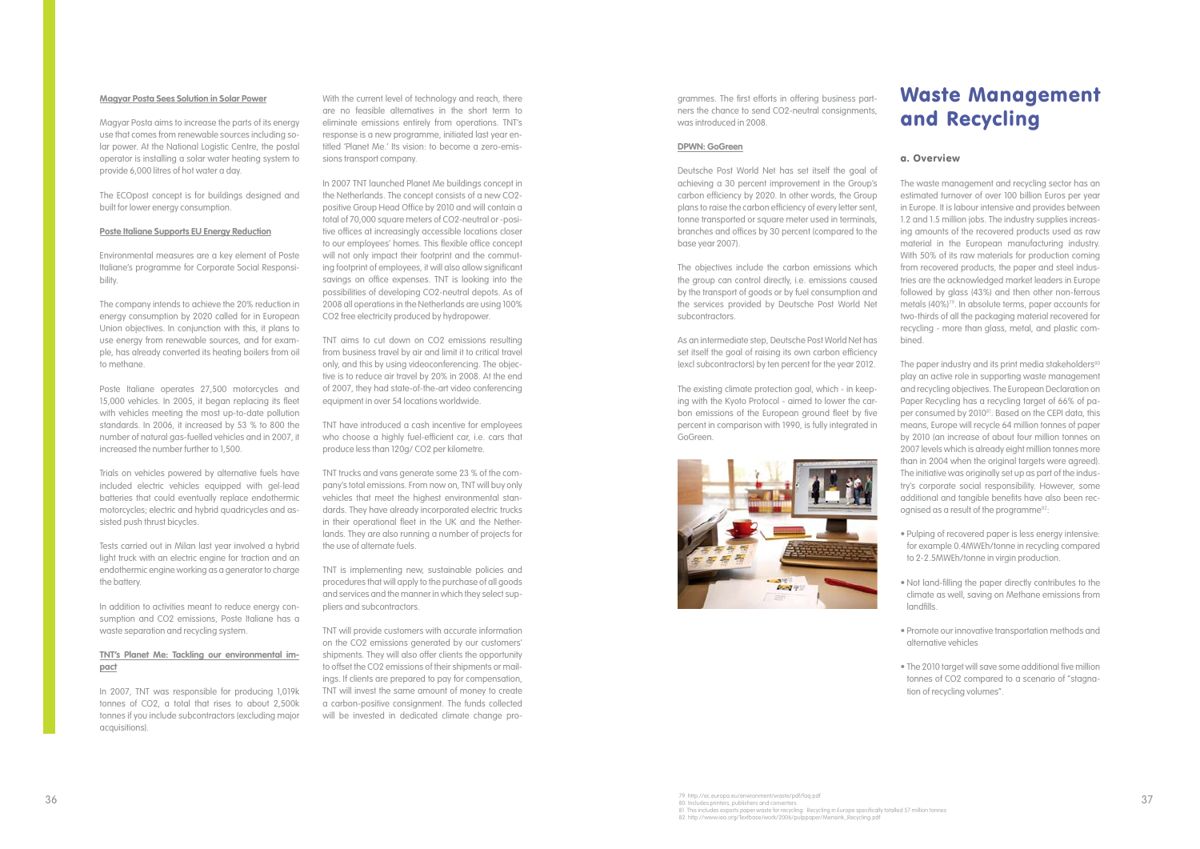#### Magyar Posta Sees Solution in Solar Power

Magyar Posta aims to increase the parts of its energy use that comes from renewable sources including solar power. At the National Logistic Centre, the postal operator is installing a solar water heating system to provide 6,000 litres of hot water a day.

The ECOpost concept is for buildings designed and built for lower energy consumption.

#### Poste Italiane Supports EU Energy Reduction

Environmental measures are a key element of Poste Italiane's programme for Corporate Social Responsibility.

The company intends to achieve the 20% reduction in energy consumption by 2020 called for in European Union objectives. In conjunction with this, it plans to use energy from renewable sources, and for example, has already converted its heating boilers from oil to methane.

Poste Italiane operates 27,500 motorcycles and 15,000 vehicles. In 2005, it began replacing its fleet with vehicles meeting the most up-to-date pollution standards. In 2006, it increased by 53 % to 800 the number of natural gas-fuelled vehicles and in 2007, it increased the number further to 1,500.

Trials on vehicles powered by alternative fuels have included electric vehicles equipped with gel-lead batteries that could eventually replace endothermic motorcycles; electric and hybrid quadricycles and assisted push thrust bicycles.

Tests carried out in Milan last year involved a hybrid light truck with an electric engine for traction and an endothermic engine working as a generator to charge the battery.

In addition to activities meant to reduce energy consumption and CO2 emissions, Poste Italiane has a waste separation and recycling system.

#### TNT's Planet Me: Tackling our environmental impact

In 2007, TNT was responsible for producing 1,019k tonnes of CO2, a total that rises to about 2,500k tonnes if you include subcontractors (excluding major acquisitions).

With the current level of technology and reach, there are no feasible alternatives in the short term to eliminate emissions entirely from operations. TNT's response is a new programme, initiated last year entitled 'Planet Me.' Its vision: to become a zero-emissions transport company.

In 2007 TNT launched Planet Me buildings concept in the Netherlands. The concept consists of a new CO2-positive Group Head Office by 2010 and will contain a total of 70,000 square meters of CO2-neutral or -positive offices at increasingly accessible locations closer to our employees' homes. This flexible office concept will not only impact their footprint and the commuting footprint of employees, it will also allow significant savings on office expenses. TNT is looking into the possibilities of developing CO2-neutral depots. As of 2008 all operations in the Netherlands are using 100% CO2 free electricity produced by hydropower.

TNT aims to cut down on CO2 emissions resulting from business travel by air and limit it to critical travel only, and this by using videoconferencing. The objective is to reduce air travel by 20% in 2008. At the end of 2007, they had state-of-the-art video conferencing equipment in over 54 locations worldwide.

TNT have introduced a cash incentive for employees who choose a highly fuel-efficient car, i.e. cars that produce less than 120g/ CO2 per kilometre.

TNT trucks and vans generate some 23 % of the company's total emissions. From now on, TNT will buy only vehicles that meet the highest environmental standards. They have already incorporated electric trucks in their operational fleet in the UK and the Netherlands. They are also running a number of projects for the use of alternate fuels.

TNT is implementing new, sustainable policies and procedures that will apply to the purchase of all goods and services and the manner in which they select suppliers and subcontractors.

TNT will provide customers with accurate information on the CO2 emissions generated by our customers' shipments. They will also offer clients the opportunity to offset the CO2 emissions of their shipments or mailings. If clients are prepared to pay for compensation, TNT will invest the same amount of money to create a carbon-positive consignment. The funds collected will be invested in dedicated climate change programmes. The first efforts in offering business partners the chance to send CO2-neutral consignments, was introduced in 2008.

#### DPWN: GoGreen

Deutsche Post World Net has set itself the goal of achieving a 30 percent improvement in the Group's carbon efficiency by 2020. In other words, the Group plans to raise the carbon efficiency of every letter sent, tonne transported or square meter used in terminals, branches and offices by 30 percent (compared to the base year 2007).

The objectives include the carbon emissions which the group can control directly, i.e. emissions caused by the transport of goods or by fuel consumption and the services provided by Deutsche Post World Net subcontractors.

As an intermediate step, Deutsche Post World Net has set itself the goal of raising its own carbon efficiency (excl subcontractors) by ten percent for the year 2012.

The existing climate protection goal, which - in keeping with the Kyoto Protocol - aimed to lower the carbon emissions of the European ground fleet by five percent in comparison with 1990, is fully integrated in GoGreen.

# Waste Management and Recycling

### a. Overview

The waste management and recycling sector has an estimated turnover of over 100 billion Euros per year in Europe. It is labour intensive and provides between 1.2 and 1.5 million jobs. The industry supplies increasing amounts of the recovered products used as raw material in the European manufacturing industry. With 50% of its raw materials for production coming from recovered products, the paper and steel industries are the acknowledged market leaders in Europe followed by glass (43%) and then other non-ferrous metals (40%)[79]. In absolute terms, paper accounts for two-thirds of all the packaging material recovered for recycling - more than glass, metal, and plastic combined.

The paper industry and its print media stakeholders[80] play an active role in supporting waste management and recycling objectives. The European Declaration on Paper Recycling has a recycling target of 66% of paper consumed by 2010[81]. Based on the CEPI data, this means, Europe will recycle 64 million tonnes of paper by 2010 (an increase of about four million tonnes on 2007 levels which is already eight million tonnes more than in 2004 when the original targets were agreed). The initiative was originally set up as part of the industry's corporate social responsibility. However, some additional and tangible benefits have also been recognised as a result of the programme[82]:

- Pulping of recovered paper is less energy intensive: for example 0.4MWEh/tonne in recycling compared to 2-2.5MWEh/tonne in virgin production.
- Not land-filling the paper directly contributes to the climate as well, saving on Methane emissions from landfills.
- Promote our innovative transportation methods and alternative vehicles
- The 2010 target will save some additional five million tonnes of CO2 compared to a scenario of "stagnation of recycling volumes".

79 http://ec.europa.eu/environment/waste/pdf/faq.pdf
80 Includes printers, publishers and converters.
81 This includes exports paper waste for recycling. Recycling in Europe specifically totalled 57 million tonnes
82 http://www.iea.org/Textbase/work/2006/pulppaper/Mensink_Recycling.pdf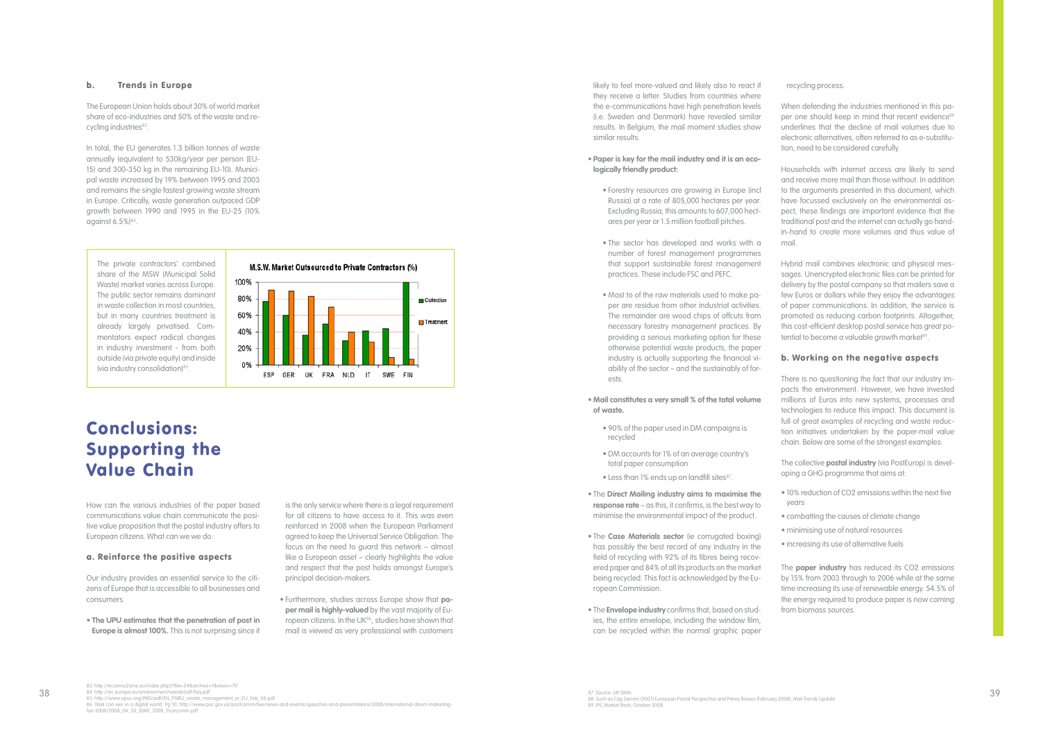## b. Trends in Europe

The European Union holds about 30% of world market share of eco-industries and 50% of the waste and recycling industries[83].

In total, the EU generates 1.3 billion tonnes of waste annually (equivalent to 530kg/year per person (EU-15) and 300-350 kg in the remaining EU-10). Municipal waste increased by 19% between 1995 and 2003 and remains the single fastest growing waste stream in Europe. Critically, waste generation outpaced GDP growth between 1990 and 1995 in the EU-25 (10% against 6.5%)[84].

The private contractors' combined share of the MSW (Municipal Solid Waste) market varies across Europe. The public sector remains dominant in waste collection in most countries, but in many countries treatment is already largely privatised. Commentators expect radical changes in industry investment - from both outside (via private equity) and inside (via industry consolidation)[85].

M.S.W. Market Outsourced to Private Contractors (%)

# Conclusions: Supporting the Value Chain

How can the various industries of the paper based communications value chain communicate the positive value proposition that the postal industry offers to European citizens. What can we we do:

### a. Reinforce the positive aspects

Our industry provides an essential service to the citizens of Europe that is accessible to all businesses and consumers.

- **The UPU estimates that the penetration of post in Europe is almost 100%.** This is not surprising since it is the only service where there is a legal requirement for all citizens to have access to it. This was even reinforced in 2008 when the European Parliament agreed to keep the Universal Service Obligation. The focus on the need to guard this network – almost like a European asset – clearly highlights the value and respect that the post holds amongst Europe's principal decision-makers.

- Furthermore, studies across Europe show that **paper mail is highly-valued** by the vast majority of European citizens. In the UK[86], studies have shown that mail is viewed as very professional with customers likely to feel more-valued and likely also to react if they receive a letter. Studies from countries where the e-communications have high penetration levels (i.e. Sweden and Denmark) have revealed similar results. In Belgium, the mail moment studies show similar results.

- **Paper is key for the mail industry and it is an ecologically friendly product:**
  - Forestry resources are growing in Europe (incl Russia) at a rate of 805,000 hectares per year. Excluding Russia, this amounts to 607,000 hectares per year or 1.5 million football pitches.
  - The sector has developed and works with a number of forest management programmes that support sustainable forest management practices. These include FSC and PEFC.
  - Most to of the raw materials used to make paper are residue from other industrial activities. The remainder are wood chips of offcuts from necessary forestry management practices. By providing a serious marketing option for these otherwise potential waste products, the paper industry is actually supporting the financial viability of the sector – and the sustainably of forests.

- **Mail constitutes a very small % of the total volume of waste.**
  - 90% of the paper used in DM campaigns is recycled
  - DM accounts for 1% of an average country's total paper consumption
  - Less than 1% ends up on landfill sites[87].

- The **Direct Mailing industry aims to maximise the response rate** – as this, it confirms, is the best way to minimise the environmental impact of the product.

- The **Case Materials sector** (ie corrugated boxing) has possibly the best record of any industry in the field of recycling with 92% of its fibres being recovered paper and 84% of all its products on the market being recycled. This fact is acknowledged by the European Commission.

- The **Envelope industry** confirms that, based on studies, the entire envelope, including the window film, can be recycled within the normal graphic paper recycling process.

When defending the industries mentioned in this paper one should keep in mind that recent evidence[88] underlines that the decline of mail volumes due to electronic alternatives, often referred to as e-substitution, need to be considered carefully.

Households with internet access are likely to send and receive more mail than those without. In addition to the arguments presented in this document, which have focussed exclusively on the environmental aspect, these findings are important evidence that the traditional post and the internet can actually go hand-in-hand to create more volumes and thus value of mail.

Hybrid mail combines electronic and physical messages. Unencrypted electronic files can be printed for delivery by the postal company so that mailers save a few Euros or dollars while they enjoy the advantages of paper communications. In addition, the service is promoted as reducing carbon footprints. Altogether, this cost-efficient desktop postal service has great potential to become a valuable growth market[89].

### b. Working on the negative aspects

There is no questioning the fact that our industry impacts the environment. However, we have invested millions of Euros into new systems, processes and technologies to reduce this impact. This document is full of great examples of recycling and waste reduction initiatives undertaken by the paper-mail value chain. Below are some of the strongest examples:

The collective **postal industry** (via PostEurop) is developing a GHG programme that aims at:

- 10% reduction of CO2 emissions within the next five years
- combatting the causes of climate change
- minimising use of natural resources
- increasing its use of alternative fuels

The **paper industry** has reduced its CO2 emissions by 15% from 2003 through to 2006 while at the same time increasing its use of renewable energy. 54.5% of the energy required to produce paper is now coming from biomass sources.

83. http://ecoinna2sme.eu/index.php5?file=24&archive=1&news=70
84. http://ec.europa.eu/environment/waste/pdf/faq.pdf
85. http://www.epsu.org/IMG/pdf/EN_PSIRU_waste_management_in_EU_Feb_06.pdf
86. Mail can win in a digital world. Pg 10; http://www.psc.gov.uk/postcomm/live/news-and-events/speeches-and-presentations/2008/international-direct-marketing-fair-2008/2008_04_30_IDMF_2008_Postcomm.pdf
87. Source: UK DMA
88. Such as Cap Gemini (2007) European Postal Perspective and Pitney Bowes (February 2008), Mail Trends Update
89. IPC Market flash, October 2008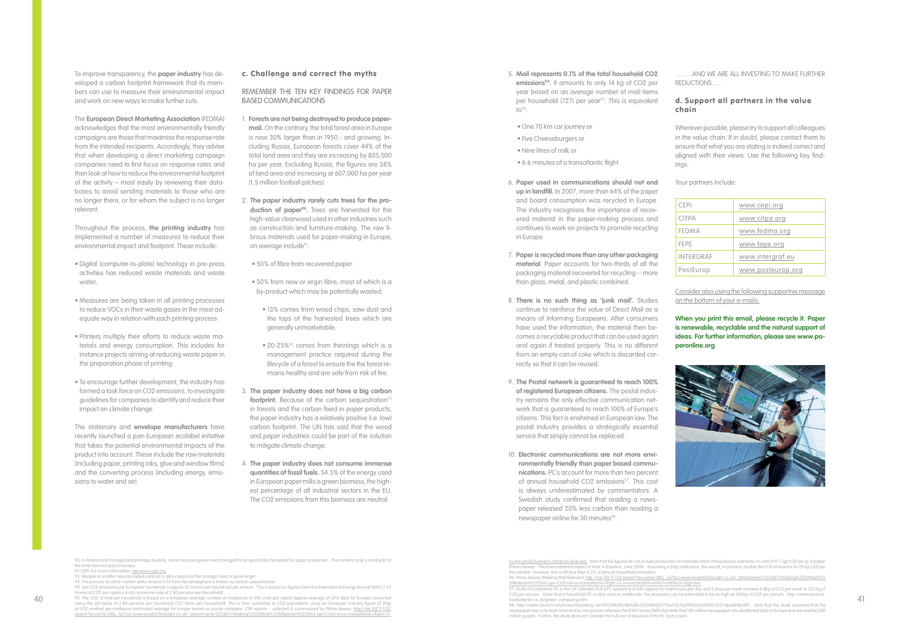To improve transparency, the **paper industry** has developed a carbon footprint framework that its members can use to measure their environmental impact and work on new ways to make further cuts.

The **European Direct Marketing Association** (FEDMA) acknowledges that the most environmentally friendly campaigns are those that maximise the response rate from the intended recipients. Accordingly, they advise that when developing a direct marketing campaign companies need to first focus on response rates and then look at how to reduce the environmental footprint of the activity – most easily by reviewing their databases to avoid sending materials to those who are no longer there, or for whom the subject is no longer relevant.

Throughout the process, **the printing industry** has implemented a number of measures to reduce their environmental impact and footprint. These include:

- Digital (computer-to-plate) technology in pre-press activities has reduced waste materials and waste water,
- Measures are being taken in all printing processes to reduce VOCs in their waste gases in the most adequate way in relation with each printing process
- Printers multiply their efforts to reduce waste materials and energy consumption. This includes for instance projects aiming at reducing waste paper in the preparation phase of printing.
- To encourage further development, the industry has formed a task force on $CO_2$ emissions, to investigate guidelines for companies to identify and reduce their impact on climate change.

The stationary and **envelope manufacturers** have recently launched a pan-European ecolabel initiative that takes the potential environmental impacts of the product into account. These include the raw materials (including paper, printing inks, glue and window films) and the converting process (including energy, emissions to water and air).

### c. Challenge and correct the myths

REMEMBER THE TEN KEY FINDINGS FOR PAPER BASED COMMUNICATIONS

1. **Forests are not being destroyed to produce paper-mail.** On the contrary, the total forest area in Europe is now 30% larger than in 1950 - and growing. Including Russia, European forests cover 44% of the total land area and they are increasing by 805,000 ha per year. Excluding Russia, the figures are 38% of land area and increasing at 607,000 ha per year (1.5 million football pitches).

2. **The paper industry rarely cuts trees for the production of paper[90].** Trees are harvested for the high-value clearwood used in other industries such as construction and furniture-making. The raw fibrous materials used for paper-making in Europe, on average include[91]:
   - 50% of fibre from recovered paper.
   - 50% from new or virgin fibre, most of which is a by-product which may be potentially wasted:
     - 13% comes from wood chips, saw dust and the tops of the harvested trees which are generally unmarketable.
     - 20-25%[92] comes from thinnings which is a management practice required during the lifecycle of a forest to ensure the the forest remains healthy and are safe from risk of fire.

3. **The paper industry does not have a big carbon footprint.** Because of the carbon sequestration[93] in forests and the carbon fixed in paper products, the paper industry has a relatively positive (i.e. low) carbon footprint. The UN has said that the wood and paper industries could be part of the solution to mitigate climate change.

4. **The paper industry does not consume immense quantities of fossil fuels.** 54.5% of the energy used in European paper mills is green biomass, the highest percentage of all industrial sectors in the EU. The $CO_2$ emissions from this biomass are neutral.

5. **Mail represents 0.1% of the total household $CO_2$ emissions[94].** It amounts to only 14 kg of $CO_2$ per year based on an average number of mail items per household (727) per year[95]. This is equivalent to[96]:
   - One 70 km car journey or
   - Five Cheeseburgers or
   - Nine litres of milk or
   - 6.6 minutes of a transatlantic flight.

6. **Paper used in communications should not end up in landfill.** In 2007, more than 64% of the paper and board consumption was recycled in Europe. The industry recognises the importance of recovered material in the paper-making process and continues to work on projects to promote recycling in Europe.

7. **Paper is recycled more than any other packaging material**. Paper accounts for two-thirds of all the packaging material recovered for recycling -- more than glass, metal, and plastic combined.

8. **There is no such thing as 'junk mail'.** Studies continue to reinforce the value of Direct Mail as a means of informing Europeans. After consumers have used the information, the material then becomes a recyclable product that can be used again and again if treated properly. This is no different from an empty can of coke which is discarded correctly so that it can be reused.

9. **The Postal network is guaranteed to reach 100% of registered European citizens.** The postal industry remains the only effective communication network that is guaranteed to reach 100% of Europe's citizens. This fact is enshrined in European law. The postal industry provides a strategically essential service that simply cannot be replaced.

10. **Electronic communications are not more environmentally friendly than paper based communications.** PC's account for more than two percent of annual household $CO_2$ emissions[97]. This cost is always underestimated by commentators. A Swedish study confirmed that reading a newspaper released 20% less carbon than reading a newspaper online for 30 minutes[98].

……..AND WE ARE ALL INVESTING TO MAKE FURTHER REDUCTIONS…..

### d. Support all partners in the value chain

Wherever possible, please try to support all colleagues in the value chain. If in doubt, please contact them to ensure that what you are stating is indeed correct and aligned with their views. Use the following key findings:

Your partners include:

| | |
|---|---|
| CEPI | www.cepi.org |
| CITPA | www.citpa.org |
| FEDMA | www.fedma.org |
| FEPE | www.fepe.org |
| INTERGRAF | www.intergraf.eu |
| PostEurop | www.posteurop.org |

Consider also using the following supportive message on the bottom of your e-mails:

**When you print this email, please recycle it. Paper is renewable, recyclable and the natural support of ideas. For further information, please see www.paperonline.org**

90. In Finland and Portugal (and perhaps Austria), some trees are grown and managed to be specifically harvested for paper production. This remains only a small part of the total resource pool in Europe.
91. CEPI. For more information, see www.cepi.org
92. Weaker or smaller trees are felled early on to allow space for the stronger trees to grow larger
93. The process by which carbon sinks remove $CO_2$ from the atmosphere is known as carbon sequestration
94. Ave $CO_2$ emissions per European household is approx 20 tonnes per household per annum. This is based on figures from the International Energy Annual 2005 (7.93 tonnes of $CO_2$ per capita x a std conversion rate of 2.80 persons per household)
95. The $CO_2$ of mail per household is based on a European average number of mailpieces of 260 units per capita (approx average of UPU data for Europe) converted using the std factor of 2.80 persons per household (727 items per household). This is then converted to $CO_2$ equivalents using an European industry figure of 20gr of $CO_2$ emitted per mailpiece (estimated average for Europe based on postal company CSR reports – collected & summarised by Pitney Bowes. http://66.102.9.132/search?q=cache:OltQ_-Iq73oJ:www.insight2foresight.co.uk/_attachments/333587/Making%2520Mail%2520Relevant%2520v2.ppt+CO2+of+a+transatlantic+flight,+6.6+minutes&hl=en&ct=clnk&cd=1&gl=be). Note that the figures do not include production of materials which Pitney Bowes estimates to costs 0.9-1.3gr $CO_2$ per gr of paper (Pitney Bowes - The Environmental Impact of Mail: A Baseline, June 2008). Assuming a 20gr mail piece, this would, in practice, double the $CO_2$ emissions (to 28 kg $CO_2$ per household). However, this is still less than 0.2% of annual household emissions.
96. Pitney Bowes (Making Mail Relevant) http://66.102.9.132/search?q=cache:OltQ_-Iq73oJ:www.insight2foresight.co.uk/_attachments/333587/Making%2520Mail%2520Relevant%2520v2.ppt+CO2+of+a+transatlantic+flight,+6.6+minutes&hl=en&ct=clnk&cd=1&gl=be)
97. Study of a reference PC in the UK indicates that a PC operating at full capacity for eight hours per day and 5 days per week releases 6.8kg of $CO_2$ per week or 352 kg of $CO_2$ per annum. Given that a household PC is also used on weekends, the emissions can be estimated to be as high as 495kg of $CO_2$ per annum. http://www.zerocarbonfootprint.co.uk/green_computing.htm
98. http://www.forest.fi/smyforest/foresteng.nsf/95f358fa1b7d84d8c2256f4b003725e1/5c5a49462ac05185c22574ba001ba997. Note that the study assumed that the newspaper was only read once and by one person whereas the ENPA (www.ENPA.be) state that 140 million newspapers are distributed daily in Europe and are read by 280 million people. Further, the study does not consider the full cost of disposal of the PC and screen.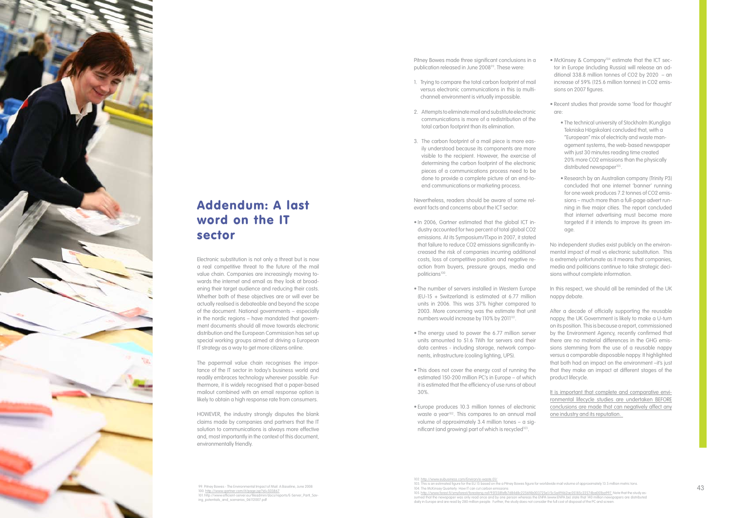# Addendum: A last word on the IT sector

Electronic substitution is not only a threat but is now a real competitive threat to the future of the mail value chain. Companies are increasingly moving towards the internet and email as they look at broadening their target audience and reducing their costs. Whether both of these objectives are or will ever be actually realised is debateable and beyond the scope of the document. National governments – especially in the nordic regions – have mandated that government documents should all move towards electronic distribution and the European Commission has set up special working groups aimed at driving a European IT strategy as a way to get more citizens online.

The papermail value chain recognises the importance of the IT sector in today's business world and readily embraces technology wherever possible. Furthermore, it is widely recognised that a paper-based mailout combined with an email response option is likely to obtain a high response rate from consumers.

HOWEVER, the industry strongly disputes the blank claims made by companies and partners that the IT solution to communications is always more effective and, most importantly in the context of this document, environmentally friendly.

Pitney Bowes made three significant conclusions in a publication released in June 2008[99]. These were:

1. Trying to compare the total carbon footprint of mail versus electronic communications in this (a multichannel) environment is virtually impossible.
2. Attempts to eliminate mail and substitute electronic communications is more of a redistribution of the total carbon footprint than its elimination.
3. The carbon footprint of a mail piece is more easily understood because its components are more visible to the recipient. However, the exercise of determining the carbon footprint of the electronic pieces of a communications process need to be done to provide a complete picture of an end-to-end communications or marketing process.

Nevertheless, readers should be aware of some relevant facts and concerns about the ICT sector:

- In 2006, Gartner estimated that the global ICT industry accounted for two percent of total global CO2 emissions. At its Symposium/ITxpo in 2007, it stated that failure to reduce CO2 emissions significantly increased the risk of companies incurring additional costs, loss of competitive position and negative reaction from buyers, pressure groups, media and politicians[100].
- The number of servers installed in Western Europe (EU-15 + Switzerland) is estimated at 6.77 million units in 2006. This was 37% higher compared to 2003. More concerning was the estimate that unit numbers would increase by 110% by 2011[101].
- The energy used to power the 6.77 million server units amounted to 51.6 TWh for servers and their data centres - including storage, network components, infrastructure (cooling lighting, UPS).
- This does not cover the energy cost of running the estimated 150-200 million PC's in Europe – of which it is estimated that the efficiency of use runs at about 30%.
- Europe produces 10.3 million tonnes of electronic waste a year[102]. This compares to an annual mail volume of approximately 3.4 million tones – a significant (and growing) part of which is recycled[103].
- McKinsey & Company[104] estimate that the ICT sector in Europe (including Russia) will release an additional 338.8 million tonnes of CO2 by 2020 – an increase of 59% (125.6 million tonnes) in CO2 emissions on 2007 figures.
- Recent studies that provide some 'food for thought' are:
  - The technical university of Stockholm (Kungliga Tekniska Högskolan) concluded that, with a "European" mix of electricity and waste management systems, the web-based newspaper with just 30 minutes reading time created 20% more CO2 emissions than the physically distributed newspaper[105].
  - Research by an Australian company (Trinity P3) concluded that one internet 'banner' running for one week produces 7.2 tonnes of CO2 emissions – much more than a full-page advert running in five major cities. The report concluded that internet advertising must become more targeted if it intends to improve its green image.

No independent studies exist publicly on the environmental impact of mail vs electronic substitution. This is extremely unfortunate as it means that companies, media and politicians continue to take strategic decisions without complete information.

In this respect, we should all be reminded of the UK nappy debate.

After a decade of officially supporting the reusable nappy, the UK Government is likely to make a U-turn on its position. This is because a report, commissioned by the Environment Agency, recently confirmed that there are no material differences in the GHG emissions stemming from the use of a reusable nappy versus a comparable disposable nappy. It highlighted that both had an impact on the environment –it's just that they make an impact at different stages of the product lifecycle.

It is important that complete and comparative environmental lifecycle studies are undertaken BEFORE conclusions are made that can negatively affect any one industry and its reputation.

99. Pitney Bowes - The Environmental Impact of Mail: A Baseline, June 2008
100. http://www.gartner.com/it/page.jsp?id=503867
101. http://www.efficient-server.eu/fileadmin/docs/reports/E-Server_Pant_Saving_potentials_and_scenarios_06112007.pdf

102. http://www.eubusiness.com/Environ/e-waste.01/
103. This is an estimated figure for the EU 15 based on the a Pitney Bowes figure for worldwide mail volume of approximately 15.5 million metric tons.
104. The McKinsey Quarterly: How IT can cut carbon emissions
105. http://www.forest.fi/smyforest/foresteng.nsf/95f358fafb7d84d8c2256f4b003725e1/5c5a4946e2ac0518 5c22574ba001ba997 Note that the study assumed that the newspaper was only read once and by one person whereas the ENPA (www.ENPA.be) state that 140 million newspapers are distributed daily in Europe and are read by 280 million people. Further, the study does not consider the full cost of disposal of the PC and screen.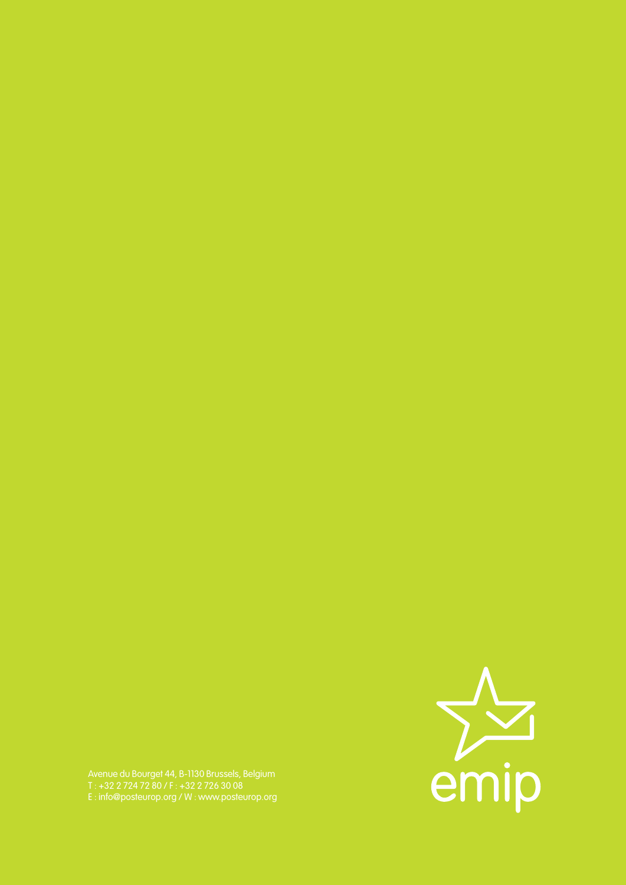Avenue du Bourget 44, B-1130 Brussels, Belgium
T : +32 2 724 72 80 / F : +32 2 726 30 08
E : info@posteurop.org / W : www.posteurop.org

emip